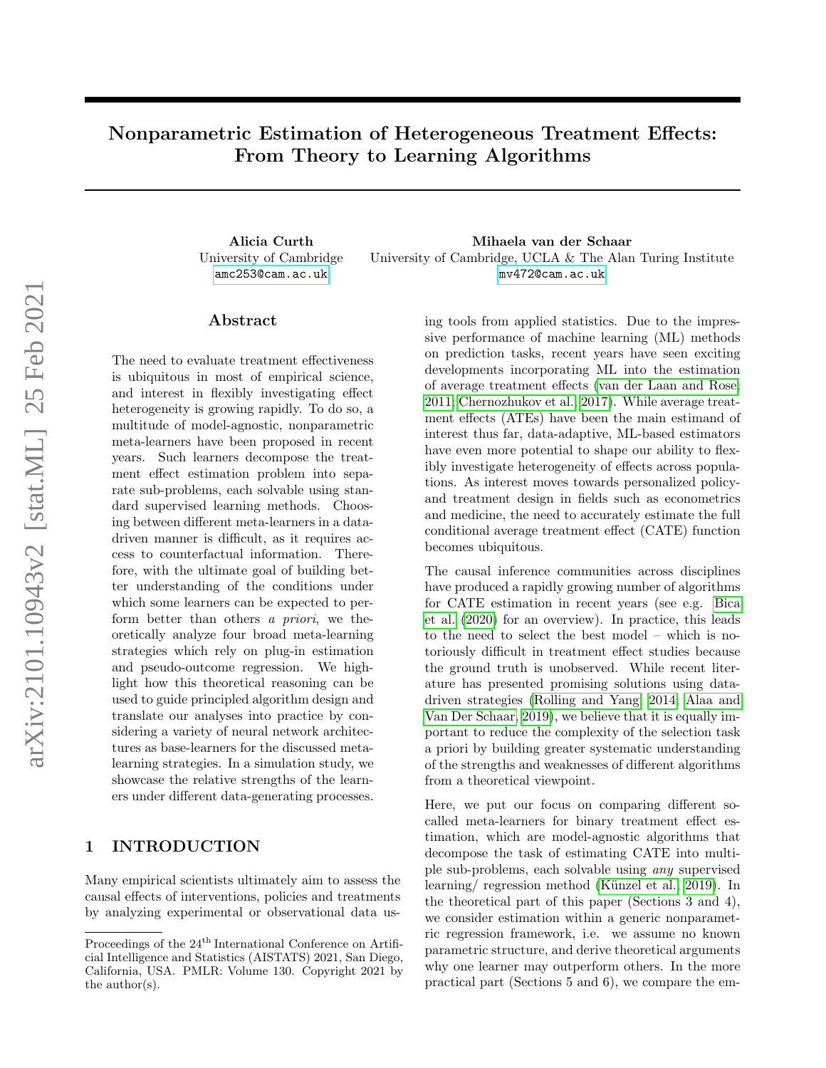# Nonparametric Estimation of Heterogeneous Treatment Effects: From Theory to Learning Algorithms

**Alicia Curth**
University of Cambridge
amc253@cam.ac.uk

**Mihaela van der Schaar**
University of Cambridge, UCLA & The Alan Turing Institute
mv472@cam.ac.uk

## Abstract

The need to evaluate treatment effectiveness is ubiquitous in most of empirical science, and interest in flexibly investigating effect heterogeneity is growing rapidly. To do so, a multitude of model-agnostic, nonparametric meta-learners have been proposed in recent years. Such learners decompose the treatment effect estimation problem into separate sub-problems, each solvable using standard supervised learning methods. Choosing between different meta-learners in a data-driven manner is difficult, as it requires access to counterfactual information. Therefore, with the ultimate goal of building better understanding of the conditions under which some learners can be expected to perform better than others *a priori*, we theoretically analyze four broad meta-learning strategies which rely on plug-in estimation and pseudo-outcome regression. We highlight how this theoretical reasoning can be used to guide principled algorithm design and translate our analyses into practice by considering a variety of neural network architectures as base-learners for the discussed meta-learning strategies. In a simulation study, we showcase the relative strengths of the learners under different data-generating processes.

## 1 INTRODUCTION

Many empirical scientists ultimately aim to assess the causal effects of interventions, policies and treatments by analyzing experimental or observational data using tools from applied statistics. Due to the impressive performance of machine learning (ML) methods on prediction tasks, recent years have seen exciting developments incorporating ML into the estimation of average treatment effects (van der Laan and Rose, 2011; Chernozhukov et al., 2017). While average treatment effects (ATEs) have been the main estimand of interest thus far, data-adaptive, ML-based estimators have even more potential to shape our ability to flexibly investigate heterogeneity of effects across populations. As interest moves towards personalized policy- and treatment design in fields such as econometrics and medicine, the need to accurately estimate the full conditional average treatment effect (CATE) function becomes ubiquitous.

The causal inference communities across disciplines have produced a rapidly growing number of algorithms for CATE estimation in recent years (see e.g. Bica et al. (2020) for an overview). In practice, this leads to the need to select the best model – which is notoriously difficult in treatment effect studies because the ground truth is unobserved. While recent literature has presented promising solutions using data-driven strategies (Rolling and Yang, 2014; Alaa and Van Der Schaar, 2019), we believe that it is equally important to reduce the complexity of the selection task a priori by building greater systematic understanding of the strengths and weaknesses of different algorithms from a theoretical viewpoint.

Here, we put our focus on comparing different so-called meta-learners for binary treatment effect estimation, which are model-agnostic algorithms that decompose the task of estimating CATE into multiple sub-problems, each solvable using *any* supervised learning/ regression method (Künzel et al., 2019). In the theoretical part of this paper (Sections 3 and 4), we consider estimation within a generic nonparametric regression framework, i.e. we assume no known parametric structure, and derive theoretical arguments why one learner may outperform others. In the more practical part (Sections 5 and 6), we compare the em-

Proceedings of the 24[th] International Conference on Artificial Intelligence and Statistics (AISTATS) 2021, San Diego, California, USA. PMLR: Volume 130. Copyright 2021 by the author(s).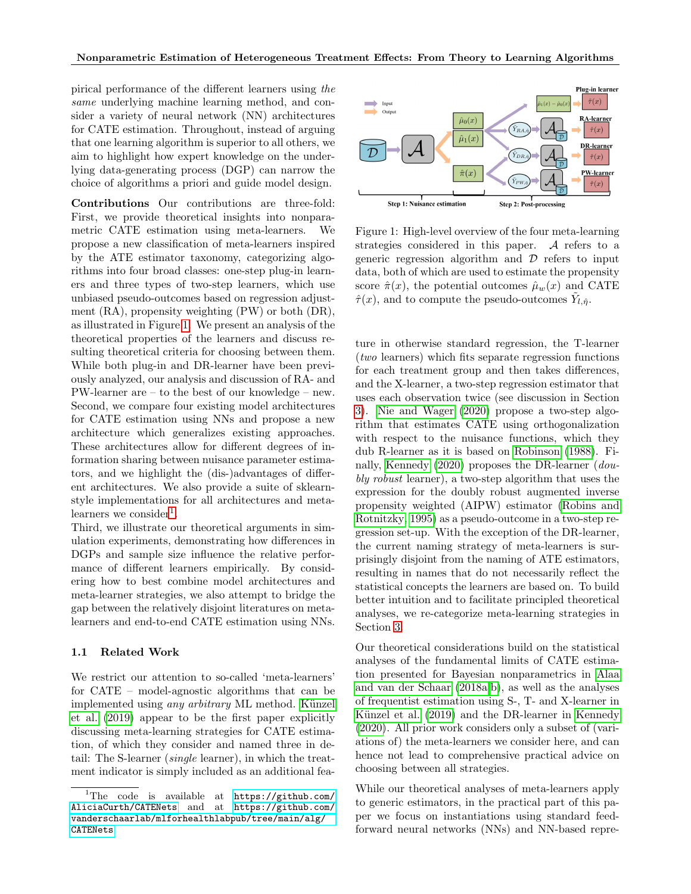pirical performance of the different learners using *the same* underlying machine learning method, and consider a variety of neural network (NN) architectures for CATE estimation. Throughout, instead of arguing that one learning algorithm is superior to all others, we aim to highlight how expert knowledge on the underlying data-generating process (DGP) can narrow the choice of algorithms a priori and guide model design.

**Contributions** Our contributions are three-fold: First, we provide theoretical insights into nonparametric CATE estimation using meta-learners. We propose a new classification of meta-learners inspired by the ATE estimator taxonomy, categorizing algorithms into four broad classes: one-step plug-in learners and three types of two-step learners, which use unbiased pseudo-outcomes based on regression adjustment (RA), propensity weighting (PW) or both (DR), as illustrated in Figure 1. We present an analysis of the theoretical properties of the learners and discuss resulting theoretical criteria for choosing between them. While both plug-in and DR-learner have been previously analyzed, our analysis and discussion of RA- and PW-learner are – to the best of our knowledge – new. Second, we compare four existing model architectures for CATE estimation using NNs and propose a new architecture which generalizes existing approaches. These architectures allow for different degrees of information sharing between nuisance parameter estimators, and we highlight the (dis-)advantages of different architectures. We also provide a suite of sklearn-style implementations for all architectures and meta-learners we consider[1].
Third, we illustrate our theoretical arguments in simulation experiments, demonstrating how differences in DGPs and sample size influence the relative performance of different learners empirically. By considering how to best combine model architectures and meta-learner strategies, we also attempt to bridge the gap between the relatively disjoint literatures on meta-learners and end-to-end CATE estimation using NNs.

### 1.1 Related Work

We restrict our attention to so-called 'meta-learners' for CATE – model-agnostic algorithms that can be implemented using *any arbitrary* ML method. Künzel et al. (2019) appear to be the first paper explicitly discussing meta-learning strategies for CATE estimation, of which they consider and named three in detail: The S-learner (*single* learner), in which the treatment indicator is simply included as an additional feature in otherwise standard regression, the T-learner (*two* learners) which fits separate regression functions for each treatment group and then takes differences, and the X-learner, a two-step regression estimator that uses each observation twice (see discussion in Section 3). Nie and Wager (2020) propose a two-step algorithm that estimates CATE using orthogonalization with respect to the nuisance functions, which they dub R-learner as it is based on Robinson (1988). Finally, Kennedy (2020) proposes the DR-learner (*doubly robust* learner), a two-step algorithm that uses the expression for the doubly robust augmented inverse propensity weighted (AIPW) estimator (Robins and Rotnitzky, 1995) as a pseudo-outcome in a two-step regression set-up. With the exception of the DR-learner, the current naming strategy of meta-learners is surprisingly disjoint from the naming of ATE estimators, resulting in names that do not necessarily reflect the statistical concepts the learners are based on. To build better intuition and to facilitate principled theoretical analyses, we re-categorize meta-learning strategies in Section 3.

Figure 1: High-level overview of the four meta-learning strategies considered in this paper. $\mathcal{A}$ refers to a generic regression algorithm and $\mathcal{D}$ refers to input data, both of which are used to estimate the propensity score $\hat{\pi}(x)$, the potential outcomes $\hat{\mu}_w(x)$ and CATE $\hat{\tau}(x)$, and to compute the pseudo-outcomes $\tilde{Y}_{l,\hat{\eta}}$.

Our theoretical considerations build on the statistical analyses of the fundamental limits of CATE estimation presented for Bayesian nonparametrics in Alaa and van der Schaar (2018a,b), as well as the analyses of frequentist estimation using S-, T- and X-learner in Künzel et al. (2019) and the DR-learner in Kennedy (2020). All prior work considers only a subset of (variations of) the meta-learners we consider here, and can hence not lead to comprehensive practical advice on choosing between all strategies.

While our theoretical analyses of meta-learners apply to generic estimators, in the practical part of this paper we focus on instantiations using standard feed-forward neural networks (NNs) and NN-based repre-

[1] The code is available at https://github.com/AliciaCurth/CATENets and at https://github.com/vanderschaarlab/mlforhealthlabpub/tree/main/alg/CATENets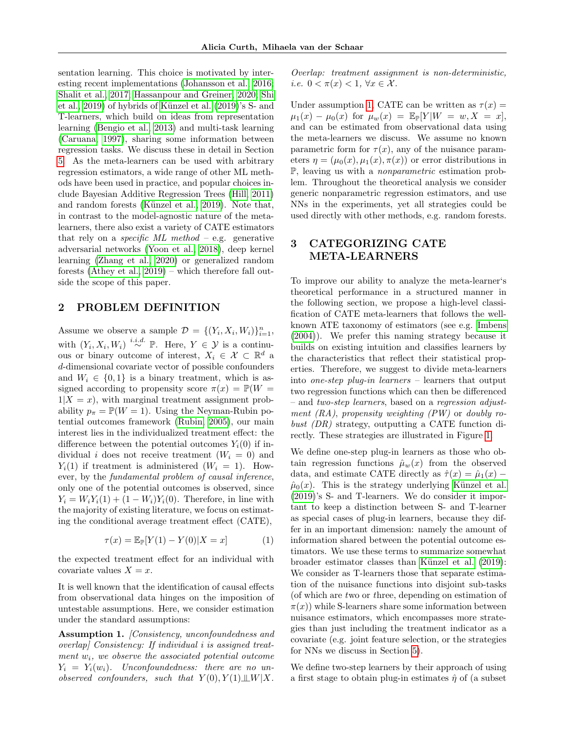sentation learning. This choice is motivated by interesting recent implementations (Johansson et al., 2016; Shalit et al., 2017; Hassanpour and Greiner, 2020; Shi et al., 2019) of hybrids of Künzel et al. (2019)'s S- and T-learners, which build on ideas from representation learning (Bengio et al., 2013) and multi-task learning (Caruana, 1997), sharing some information between regression tasks. We discuss these in detail in Section 5. As the meta-learners can be used with arbitrary regression estimators, a wide range of other ML methods have been used in practice, and popular choices include Bayesian Additive Regression Trees (Hill, 2011) and random forests (Künzel et al., 2019). Note that, in contrast to the model-agnostic nature of the meta-learners, there also exist a variety of CATE estimators that rely on a *specific ML method* – e.g. generative adversarial networks (Yoon et al., 2018), deep kernel learning (Zhang et al., 2020) or generalized random forests (Athey et al., 2019) – which therefore fall outside the scope of this paper.

## 2 PROBLEM DEFINITION

Assume we observe a sample $\mathcal{D} = \{(Y_i, X_i, W_i)\}_{i=1}^n$, with $(Y_i, X_i, W_i) \overset{i.i.d.}{\sim} \mathbb{P}$. Here, $Y \in \mathcal{Y}$ is a continuous or binary outcome of interest, $X_i \in \mathcal{X} \subset \mathbb{R}^d$ a $d$-dimensional covariate vector of possible confounders and $W_i \in \{0, 1\}$ is a binary treatment, which is assigned according to propensity score $\pi(x) = \mathbb{P}(W = 1|X = x)$, with marginal treatment assignment probability $p_\pi = \mathbb{P}(W = 1)$. Using the Neyman-Rubin potential outcomes framework (Rubin, 2005), our main interest lies in the individualized treatment effect: the difference between the potential outcomes $Y_i(0)$ if individual $i$ does not receive treatment ($W_i = 0$) and $Y_i(1)$ if treatment is administered ($W_i = 1$). However, by the *fundamental problem of causal inference*, only one of the potential outcomes is observed, since $Y_i = W_i Y_i(1) + (1 - W_i)Y_i(0)$. Therefore, in line with the majority of existing literature, we focus on estimating the conditional average treatment effect (CATE),

$$\tau(x) = \mathbb{E}_{\mathbb{P}}[Y(1) - Y(0)|X = x] \tag{1}$$

the expected treatment effect for an individual with covariate values $X = x$.

It is well known that the identification of causal effects from observational data hinges on the imposition of untestable assumptions. Here, we consider estimation under the standard assumptions:

**Assumption 1.** *[Consistency, unconfoundedness and overlap] Consistency: If individual $i$ is assigned treatment $w_i$, we observe the associated potential outcome $Y_i = Y_i(w_i)$. Unconfoundedness: there are no unobserved confounders, such that $Y(0), Y(1) \perp\!\!\!\perp W|X$. Overlap: treatment assignment is non-deterministic, i.e. $0 < \pi(x) < 1$, $\forall x \in \mathcal{X}$.*

Under assumption 1, CATE can be written as $\tau(x) = \mu_1(x) - \mu_0(x)$ for $\mu_w(x) = \mathbb{E}_{\mathbb{P}}[Y|W = w, X = x]$, and can be estimated from observational data using the meta-learners we discuss. We assume no known parametric form for $\tau(x)$, any of the nuisance parameters $\eta = (\mu_0(x), \mu_1(x), \pi(x))$ or error distributions in $\mathbb{P}$, leaving us with a *nonparametric* estimation problem. Throughout the theoretical analysis we consider generic nonparametric regression estimators, and use NNs in the experiments, yet all strategies could be used directly with other methods, e.g. random forests.

## 3 CATEGORIZING CATE META-LEARNERS

To improve our ability to analyze the meta-learner's theoretical performance in a structured manner in the following section, we propose a high-level classification of CATE meta-learners that follows the well-known ATE taxonomy of estimators (see e.g. Imbens (2004)). We prefer this naming strategy because it builds on existing intuition and classifies learners by the characteristics that reflect their statistical properties. Therefore, we suggest to divide meta-learners into *one-step plug-in learners* – learners that output two regression functions which can then be differenced – and *two-step learners*, based on a *regression adjustment (RA)*, *propensity weighting (PW)* or *doubly robust (DR)* strategy, outputting a CATE function directly. These strategies are illustrated in Figure 1.

We define one-step plug-in learners as those who obtain regression functions $\hat{\mu}_w(x)$ from the observed data, and estimate CATE directly as $\hat{\tau}(x) = \hat{\mu}_1(x) - \hat{\mu}_0(x)$. This is the strategy underlying Künzel et al. (2019)'s S- and T-learners. We do consider it important to keep a distinction between S- and T-learner as special cases of plug-in learners, because they differ in an important dimension: namely the amount of information shared between the potential outcome estimators. We use these terms to summarize somewhat broader estimator classes than Künzel et al. (2019): We consider as T-learners those that separate estimation of the nuisance functions into disjoint sub-tasks (of which are *t*wo or *t*hree, depending on estimation of $\pi(x)$) while S-learners *s*hare some information between nuisance estimators, which encompasses more strategies than just including the treatment indicator as a covariate (e.g. joint feature selection, or the strategies for NNs we discuss in Section 5).

We define two-step learners by their approach of using a first stage to obtain plug-in estimates $\hat{\eta}$ of (a subset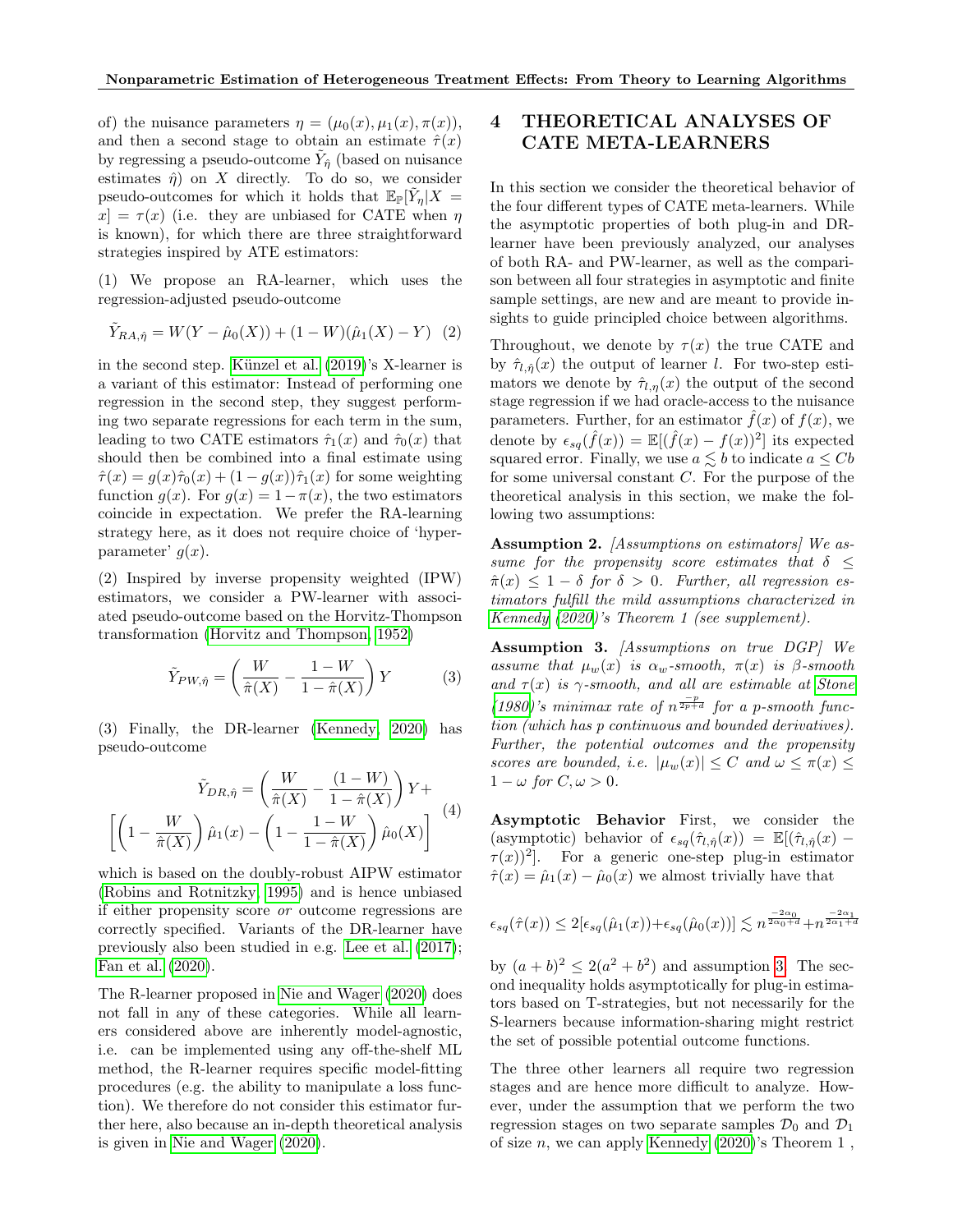of) the nuisance parameters $\eta = (\mu_0(x), \mu_1(x), \pi(x))$, and then a second stage to obtain an estimate $\hat{\tau}(x)$ by regressing a pseudo-outcome $\tilde{Y}_{\hat{\eta}}$ (based on nuisance estimates $\hat{\eta}$) on $X$ directly. To do so, we consider pseudo-outcomes for which it holds that $\mathbb{E}_{\mathbb{P}}[\tilde{Y}_\eta | X = x] = \tau(x)$ (i.e. they are unbiased for CATE when $\eta$ is known), for which there are three straightforward strategies inspired by ATE estimators:

(1) We propose an RA-learner, which uses the regression-adjusted pseudo-outcome

$$\tilde{Y}_{RA,\hat{\eta}} = W(Y - \hat{\mu}_0(X)) + (1-W)(\hat{\mu}_1(X) - Y) \quad (2)$$

in the second step. Künzel et al. (2019)'s X-learner is a variant of this estimator: Instead of performing one regression in the second step, they suggest performing two separate regressions for each term in the sum, leading to two CATE estimators $\hat{\tau}_1(x)$ and $\hat{\tau}_0(x)$ that should then be combined into a final estimate using $\hat{\tau}(x) = g(x)\hat{\tau}_0(x) + (1-g(x))\hat{\tau}_1(x)$ for some weighting function $g(x)$. For $g(x) = 1 - \pi(x)$, the two estimators coincide in expectation. We prefer the RA-learning strategy here, as it does not require choice of 'hyperparameter' $g(x)$.

(2) Inspired by inverse propensity weighted (IPW) estimators, we consider a PW-learner with associated pseudo-outcome based on the Horvitz-Thompson transformation (Horvitz and Thompson, 1952)

$$\tilde{Y}_{PW,\hat{\eta}} = \left(\frac{W}{\hat{\pi}(X)} - \frac{1-W}{1-\hat{\pi}(X)}\right) Y \quad (3)$$

(3) Finally, the DR-learner (Kennedy, 2020) has pseudo-outcome

$$\tilde{Y}_{DR,\hat{\eta}} = \left(\frac{W}{\hat{\pi}(X)} - \frac{(1-W)}{1-\hat{\pi}(X)}\right) Y + \left[\left(1 - \frac{W}{\hat{\pi}(X)}\right)\hat{\mu}_1(x) - \left(1 - \frac{1-W}{1-\hat{\pi}(X)}\right)\hat{\mu}_0(X)\right] \quad (4)$$

which is based on the doubly-robust AIPW estimator (Robins and Rotnitzky, 1995) and is hence unbiased if either propensity score *or* outcome regressions are correctly specified. Variants of the DR-learner have previously also been studied in e.g. Lee et al. (2017); Fan et al. (2020).

The R-learner proposed in Nie and Wager (2020) does not fall in any of these categories. While all learners considered above are inherently model-agnostic, i.e. can be implemented using any off-the-shelf ML method, the R-learner requires specific model-fitting procedures (e.g. the ability to manipulate a loss function). We therefore do not consider this estimator further here, also because an in-depth theoretical analysis is given in Nie and Wager (2020).

# 4 THEORETICAL ANALYSES OF CATE META-LEARNERS

In this section we consider the theoretical behavior of the four different types of CATE meta-learners. While the asymptotic properties of both plug-in and DR-learner have been previously analyzed, our analyses of both RA- and PW-learner, as well as the comparison between all four strategies in asymptotic and finite sample settings, are new and are meant to provide insights to guide principled choice between algorithms.

Throughout, we denote by $\tau(x)$ the true CATE and by $\hat{\tau}_{l,\hat{\eta}}(x)$ the output of learner $l$. For two-step estimators we denote by $\hat{\tau}_{l,\eta}(x)$ the output of the second stage regression if we had oracle-access to the nuisance parameters. Further, for an estimator $\hat{f}(x)$ of $f(x)$, we denote by $\epsilon_{sq}(\hat{f}(x)) = \mathbb{E}[(\hat{f}(x) - f(x))^2]$ its expected squared error. Finally, we use $a \lesssim b$ to indicate $a \leq Cb$ for some universal constant $C$. For the purpose of the theoretical analysis in this section, we make the following two assumptions:

**Assumption 2.** *[Assumptions on estimators] We assume for the propensity score estimates that $\delta \leq \hat{\pi}(x) \leq 1 - \delta$ for $\delta > 0$. Further, all regression estimators fulfill the mild assumptions characterized in Kennedy (2020)'s Theorem 1 (see supplement).*

**Assumption 3.** *[Assumptions on true DGP] We assume that $\mu_w(x)$ is $\alpha_w$-smooth, $\pi(x)$ is $\beta$-smooth and $\tau(x)$ is $\gamma$-smooth, and all are estimable at Stone (1980)'s minimax rate of $n^{\frac{-p}{2p+d}}$ for a p-smooth function (which has p continuous and bounded derivatives). Further, the potential outcomes and the propensity scores are bounded, i.e. $|\mu_w(x)| \leq C$ and $\omega \leq \pi(x) \leq 1 - \omega$ for $C, \omega > 0$.*

**Asymptotic Behavior** First, we consider the (asymptotic) behavior of $\epsilon_{sq}(\hat{\tau}_{l,\hat{\eta}}(x)) = \mathbb{E}[(\hat{\tau}_{l,\hat{\eta}}(x) - \tau(x))^2]$. For a generic one-step plug-in estimator $\hat{\tau}(x) = \hat{\mu}_1(x) - \hat{\mu}_0(x)$ we almost trivially have that

$$\epsilon_{sq}(\hat{\tau}(x)) \leq 2[\epsilon_{sq}(\hat{\mu}_1(x)) + \epsilon_{sq}(\hat{\mu}_0(x))] \lesssim n^{\frac{-2\alpha_0}{2\alpha_0+d}} + n^{\frac{-2\alpha_1}{2\alpha_1+d}}$$

by $(a+b)^2 \leq 2(a^2+b^2)$ and assumption 3. The second inequality holds asymptotically for plug-in estimators based on T-strategies, but not necessarily for the S-learners because information-sharing might restrict the set of possible potential outcome functions.

The three other learners all require two regression stages and are hence more difficult to analyze. However, under the assumption that we perform the two regression stages on two separate samples $\mathcal{D}_0$ and $\mathcal{D}_1$ of size $n$, we can apply Kennedy (2020)'s Theorem 1 ,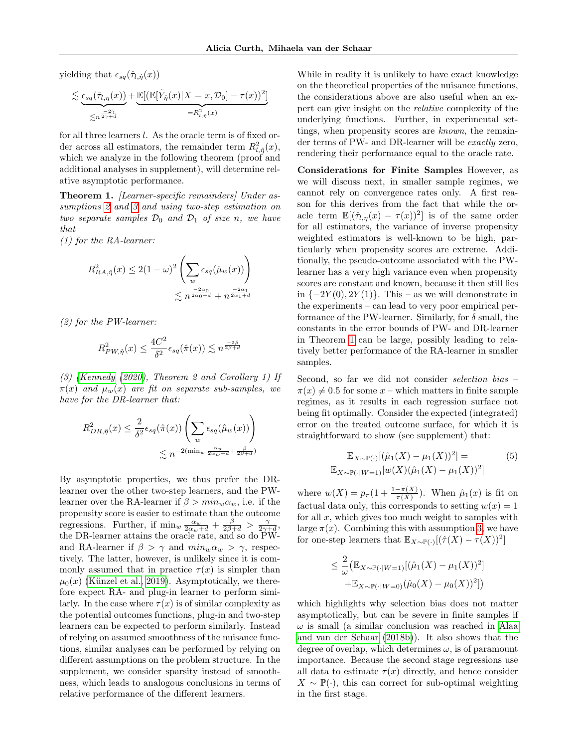yielding that $\epsilon_{sq}(\hat{\tau}_{l,\hat{\eta}}(x))$

$$\lesssim \underbrace{\epsilon_{sq}(\hat{\tau}_{l,\eta}(x))}_{\lesssim n^{\frac{-2\gamma}{2\gamma+d}}} + \underbrace{\mathbb{E}[(\mathbb{E}[\tilde{Y}_{\hat{\eta}}(x)|X=x, \mathcal{D}_0] - \tau(x))^2]}_{=R^2_{l,\hat{\eta}}(x)}$$

for all three learners $l$. As the oracle term is of fixed order across all estimators, the remainder term $R^2_{l,\hat{\eta}}(x)$, which we analyze in the following theorem (proof and additional analyses in supplement), will determine relative asymptotic performance.

**Theorem 1.** *[Learner-specific remainders] Under assumptions 2 and 3 and using two-step estimation on two separate samples $\mathcal{D}_0$ and $\mathcal{D}_1$ of size $n$, we have that*

*(1) for the RA-learner:*

$$R^2_{RA,\hat{\eta}}(x) \leq 2(1-\omega)^2 \left( \sum_w \epsilon_{sq}(\hat{\mu}_w(x)) \right) \lesssim n^{\frac{-2\alpha_0}{2\alpha_0+d}} + n^{\frac{-2\alpha_1}{2\alpha_1+d}}$$

*(2) for the PW-learner:*

$$R^2_{PW,\hat{\eta}}(x) \leq \frac{4C^2}{\delta^2} \epsilon_{sq}(\hat{\pi}(x)) \lesssim n^{\frac{-2\beta}{2\beta+d}}$$

*(3) (Kennedy (2020), Theorem 2 and Corollary 1) If $\pi(x)$ and $\mu_w(x)$ are fit on separate sub-samples, we have for the DR-learner that:*

$$R^2_{DR,\hat{\eta}}(x) \leq \frac{2}{\delta^2} \epsilon_{sq}(\hat{\pi}(x)) \left( \sum_w \epsilon_{sq}(\hat{\mu}_w(x)) \right) \lesssim n^{-2(\min_w \frac{\alpha_w}{2\alpha_w+d} + \frac{\beta}{2\beta+d})}$$

By asymptotic properties, we thus prefer the DR-learner over the other two-step learners, and the PW-learner over the RA-learner if $\beta > min_w \alpha_w$, i.e. if the propensity score is easier to estimate than the outcome regressions. Further, if $\min_w \frac{\alpha_w}{2\alpha_w+d} + \frac{\beta}{2\beta+d} > \frac{\gamma}{2\gamma+d}$, the DR-learner attains the oracle rate, and so do PW- and RA-learner if $\beta > \gamma$ and $min_w \alpha_w > \gamma$, respectively. The latter, however, is unlikely since it is commonly assumed that in practice $\tau(x)$ is simpler than $\mu_0(x)$ (Künzel et al., 2019). Asymptotically, we therefore expect RA- and plug-in learner to perform similarly. In the case where $\tau(x)$ is of similar complexity as the potential outcomes functions, plug-in and two-step learners can be expected to perform similarly. Instead of relying on assumed smoothness of the nuisance functions, similar analyses can be performed by relying on different assumptions on the problem structure. In the supplement, we consider sparsity instead of smoothness, which leads to analogous conclusions in terms of relative performance of the different learners.

While in reality it is unlikely to have exact knowledge on the theoretical properties of the nuisance functions, the considerations above are also useful when an expert can give insight on the *relative* complexity of the underlying functions. Further, in experimental settings, when propensity scores are *known*, the remainder terms of PW- and DR-learner will be *exactly* zero, rendering their performance equal to the oracle rate.

**Considerations for Finite Samples** However, as we will discuss next, in smaller sample regimes, we cannot rely on convergence rates only. A first reason for this derives from the fact that while the oracle term $\mathbb{E}[(\hat{\tau}_{l,\eta}(x) - \tau(x))^2]$ is of the same order for all estimators, the variance of inverse propensity weighted estimators is well-known to be high, particularly when propensity scores are extreme. Additionally, the pseudo-outcome associated with the PW-learner has a very high variance even when propensity scores are constant and known, because it then still lies in $\{-2Y(0), 2Y(1)\}$. This – as we will demonstrate in the experiments – can lead to very poor empirical performance of the PW-learner. Similarly, for $\delta$ small, the constants in the error bounds of PW- and DR-learner in Theorem 1 can be large, possibly leading to relatively better performance of the RA-learner in smaller samples.

Second, so far we did not consider *selection bias* – $\pi(x) \neq 0.5$ for some $x$ – which matters in finite sample regimes, as it results in each regression surface not being fit optimally. Consider the expected (integrated) error on the treated outcome surface, for which it is straightforward to show (see supplement) that:

$$\mathbb{E}_{X\sim\mathbb{P}(\cdot)}[(\hat{\mu}_1(X) - \mu_1(X))^2] = \mathbb{E}_{X\sim\mathbb{P}(\cdot|W=1)}[w(X)(\hat{\mu}_1(X) - \mu_1(X))^2] \quad (5)$$

where $w(X) = p_\pi(1 + \frac{1-\pi(X)}{\pi(X)})$. When $\hat{\mu}_1(x)$ is fit on factual data only, this corresponds to setting $w(x) = 1$ for all $x$, which gives too much weight to samples with large $\pi(x)$. Combining this with assumption 3, we have for one-step learners that $\mathbb{E}_{X\sim\mathbb{P}(\cdot)}[(\hat{\tau}(X) - \tau(X))^2]$

$$\leq \frac{2}{\omega}\big(\mathbb{E}_{X\sim\mathbb{P}(\cdot|W=1)}[(\hat{\mu}_1(X) - \mu_1(X))^2] + \mathbb{E}_{X\sim\mathbb{P}(\cdot|W=0)}(\hat{\mu}_0(X) - \mu_0(X))^2]\big)$$

which highlights why selection bias does not matter asymptotically, but can be severe in finite samples if $\omega$ is small (a similar conclusion was reached in Alaa and van der Schaar (2018b)). It also shows that the degree of overlap, which determines $\omega$, is of paramount importance. Because the second stage regressions use all data to estimate $\tau(x)$ directly, and hence consider $X \sim \mathbb{P}(\cdot)$, this can correct for sub-optimal weighting in the first stage.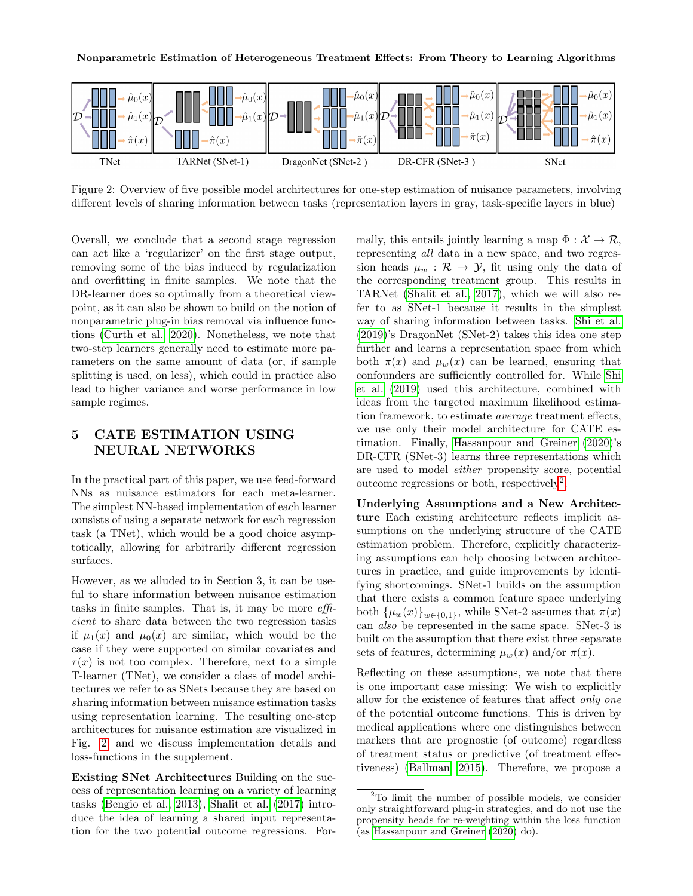Figure 2: Overview of five possible model architectures for one-step estimation of nuisance parameters, involving different levels of sharing information between tasks (representation layers in gray, task-specific layers in blue)

Overall, we conclude that a second stage regression can act like a 'regularizer' on the first stage output, removing some of the bias induced by regularization and overfitting in finite samples. We note that the DR-learner does so optimally from a theoretical viewpoint, as it can also be shown to build on the notion of nonparametric plug-in bias removal via influence functions (Curth et al., 2020). Nonetheless, we note that two-step learners generally need to estimate more parameters on the same amount of data (or, if sample splitting is used, on less), which could in practice also lead to higher variance and worse performance in low sample regimes.

# 5 CATE ESTIMATION USING NEURAL NETWORKS

In the practical part of this paper, we use feed-forward NNs as nuisance estimators for each meta-learner. The simplest NN-based implementation of each learner consists of using a separate network for each regression task (a TNet), which would be a good choice asymptotically, allowing for arbitrarily different regression surfaces.

However, as we alluded to in Section 3, it can be useful to share information between nuisance estimation tasks in finite samples. That is, it may be more *efficient* to share data between the two regression tasks if $\mu_1(x)$ and $\mu_0(x)$ are similar, which would be the case if they were supported on similar covariates and $\tau(x)$ is not too complex. Therefore, next to a simple T-learner (TNet), we consider a class of model architectures we refer to as SNets because they are based on *s*haring information between nuisance estimation tasks using representation learning. The resulting one-step architectures for nuisance estimation are visualized in Fig. 2, and we discuss implementation details and loss-functions in the supplement.

**Existing SNet Architectures** Building on the success of representation learning on a variety of learning tasks (Bengio et al., 2013), Shalit et al. (2017) introduce the idea of learning a shared input representation for the two potential outcome regressions. Formally, this entails jointly learning a map $\Phi : \mathcal{X} \to \mathcal{R}$, representing *all* data in a new space, and two regression heads $\mu_w : \mathcal{R} \to \mathcal{Y}$, fit using only the data of the corresponding treatment group. This results in TARNet (Shalit et al., 2017), which we will also refer to as SNet-1 because it results in the simplest way of sharing information between tasks. Shi et al. (2019)'s DragonNet (SNet-2) takes this idea one step further and learns a representation space from which both $\pi(x)$ and $\mu_w(x)$ can be learned, ensuring that confounders are sufficiently controlled for. While Shi et al. (2019) used this architecture, combined with ideas from the targeted maximum likelihood estimation framework, to estimate *average* treatment effects, we use only their model architecture for CATE estimation. Finally, Hassanpour and Greiner (2020)'s DR-CFR (SNet-3) learns three representations which are used to model *either* propensity score, potential outcome regressions or both, respectively[2].

**Underlying Assumptions and a New Architecture** Each existing architecture reflects implicit assumptions on the underlying structure of the CATE estimation problem. Therefore, explicitly characterizing assumptions can help choosing between architectures in practice, and guide improvements by identifying shortcomings. SNet-1 builds on the assumption that there exists a common feature space underlying both $\{\mu_w(x)\}_{w\in\{0,1\}}$, while SNet-2 assumes that $\pi(x)$ can *also* be represented in the same space. SNet-3 is built on the assumption that there exist three separate sets of features, determining $\mu_w(x)$ and/or $\pi(x)$.

Reflecting on these assumptions, we note that there is one important case missing: We wish to explicitly allow for the existence of features that affect *only one* of the potential outcome functions. This is driven by medical applications where one distinguishes between markers that are prognostic (of outcome) regardless of treatment status or predictive (of treatment effectiveness) (Ballman, 2015). Therefore, we propose a

[2] To limit the number of possible models, we consider only straightforward plug-in strategies, and do not use the propensity heads for re-weighting within the loss function (as Hassanpour and Greiner (2020) do).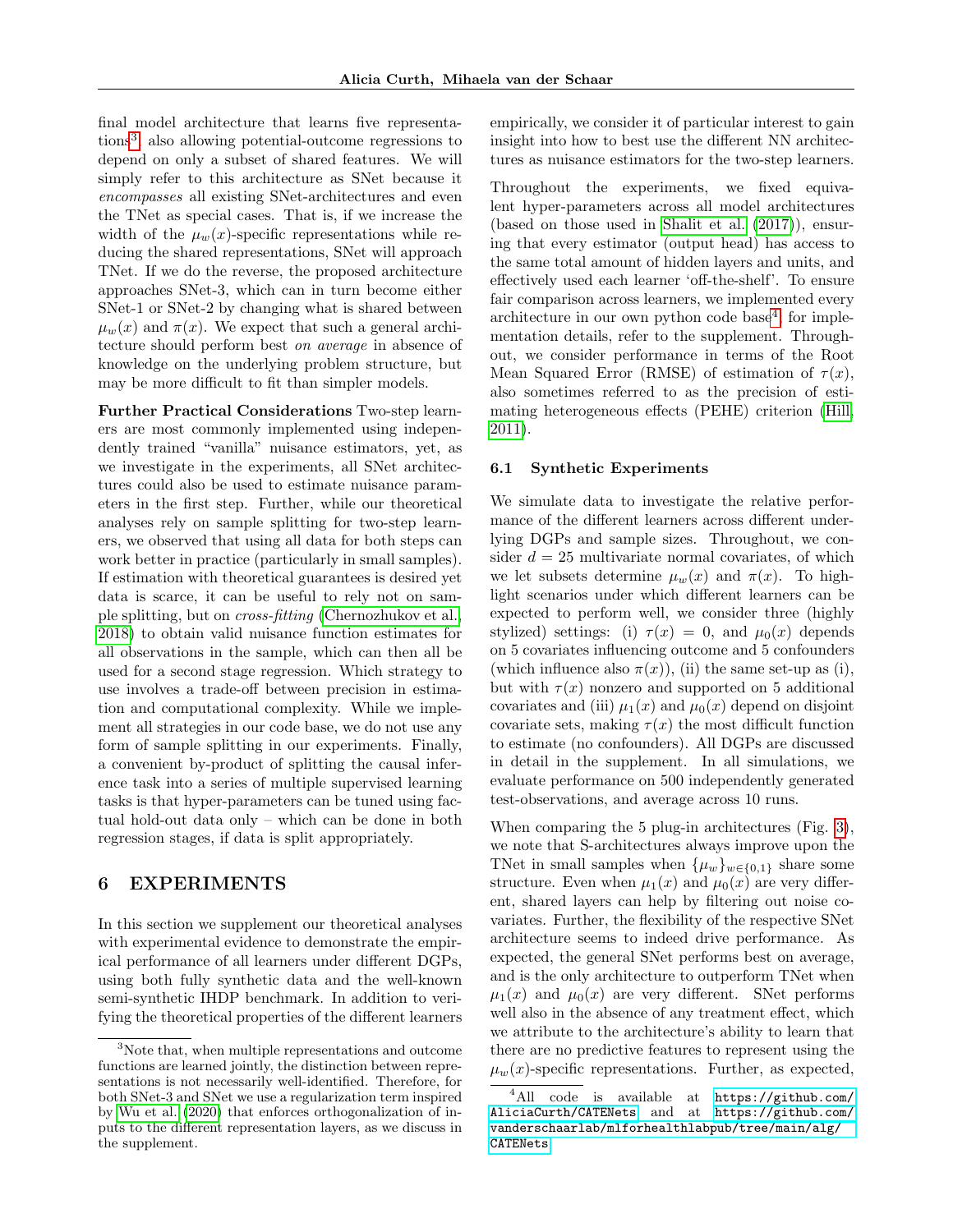final model architecture that learns five representations[3], also allowing potential-outcome regressions to depend on only a subset of shared features. We will simply refer to this architecture as SNet because it *encompasses* all existing SNet-architectures and even the TNet as special cases. That is, if we increase the width of the $\mu_w(x)$-specific representations while reducing the shared representations, SNet will approach TNet. If we do the reverse, the proposed architecture approaches SNet-3, which can in turn become either SNet-1 or SNet-2 by changing what is shared between $\mu_w(x)$ and $\pi(x)$. We expect that such a general architecture should perform best *on average* in absence of knowledge on the underlying problem structure, but may be more difficult to fit than simpler models.

**Further Practical Considerations** Two-step learners are most commonly implemented using independently trained "vanilla" nuisance estimators, yet, as we investigate in the experiments, all SNet architectures could also be used to estimate nuisance parameters in the first step. Further, while our theoretical analyses rely on sample splitting for two-step learners, we observed that using all data for both steps can work better in practice (particularly in small samples). If estimation with theoretical guarantees is desired yet data is scarce, it can be useful to rely not on sample splitting, but on *cross-fitting* (Chernozhukov et al., 2018) to obtain valid nuisance function estimates for all observations in the sample, which can then all be used for a second stage regression. Which strategy to use involves a trade-off between precision in estimation and computational complexity. While we implement all strategies in our code base, we do not use any form of sample splitting in our experiments. Finally, a convenient by-product of splitting the causal inference task into a series of multiple supervised learning tasks is that hyper-parameters can be tuned using factual hold-out data only – which can be done in both regression stages, if data is split appropriately.

## 6 EXPERIMENTS

In this section we supplement our theoretical analyses with experimental evidence to demonstrate the empirical performance of all learners under different DGPs, using both fully synthetic data and the well-known semi-synthetic IHDP benchmark. In addition to verifying the theoretical properties of the different learners empirically, we consider it of particular interest to gain insight into how to best use the different NN architectures as nuisance estimators for the two-step learners.

Throughout the experiments, we fixed equivalent hyper-parameters across all model architectures (based on those used in Shalit et al. (2017)), ensuring that every estimator (output head) has access to the same total amount of hidden layers and units, and effectively used each learner 'off-the-shelf'. To ensure fair comparison across learners, we implemented every architecture in our own python code base[4]; for implementation details, refer to the supplement. Throughout, we consider performance in terms of the Root Mean Squared Error (RMSE) of estimation of $\tau(x)$, also sometimes referred to as the precision of estimating heterogeneous effects (PEHE) criterion (Hill, 2011).

### 6.1 Synthetic Experiments

We simulate data to investigate the relative performance of the different learners across different underlying DGPs and sample sizes. Throughout, we consider $d = 25$ multivariate normal covariates, of which we let subsets determine $\mu_w(x)$ and $\pi(x)$. To highlight scenarios under which different learners can be expected to perform well, we consider three (highly stylized) settings: (i) $\tau(x) = 0$, and $\mu_0(x)$ depends on 5 covariates influencing outcome and 5 confounders (which influence also $\pi(x)$), (ii) the same set-up as (i), but with $\tau(x)$ nonzero and supported on 5 additional covariates and (iii) $\mu_1(x)$ and $\mu_0(x)$ depend on disjoint covariate sets, making $\tau(x)$ the most difficult function to estimate (no confounders). All DGPs are discussed in detail in the supplement. In all simulations, we evaluate performance on 500 independently generated test-observations, and average across 10 runs.

When comparing the 5 plug-in architectures (Fig. 3), we note that S-architectures always improve upon the TNet in small samples when $\{\mu_w\}_{w\in\{0,1\}}$ share some structure. Even when $\mu_1(x)$ and $\mu_0(x)$ are very different, shared layers can help by filtering out noise covariates. Further, the flexibility of the respective SNet architecture seems to indeed drive performance. As expected, the general SNet performs best on average, and is the only architecture to outperform TNet when $\mu_1(x)$ and $\mu_0(x)$ are very different. SNet performs well also in the absence of any treatment effect, which we attribute to the architecture's ability to learn that there are no predictive features to represent using the $\mu_w(x)$-specific representations. Further, as expected,

---

[3] Note that, when multiple representations and outcome functions are learned jointly, the distinction between representations is not necessarily well-identified. Therefore, for both SNet-3 and SNet we use a regularization term inspired by Wu et al. (2020) that enforces orthogonalization of inputs to the different representation layers, as we discuss in the supplement.

[4] All code is available at https://github.com/AliciaCurth/CATENets and at https://github.com/vanderschaarlab/mlforhealthlabpub/tree/main/alg/CATENets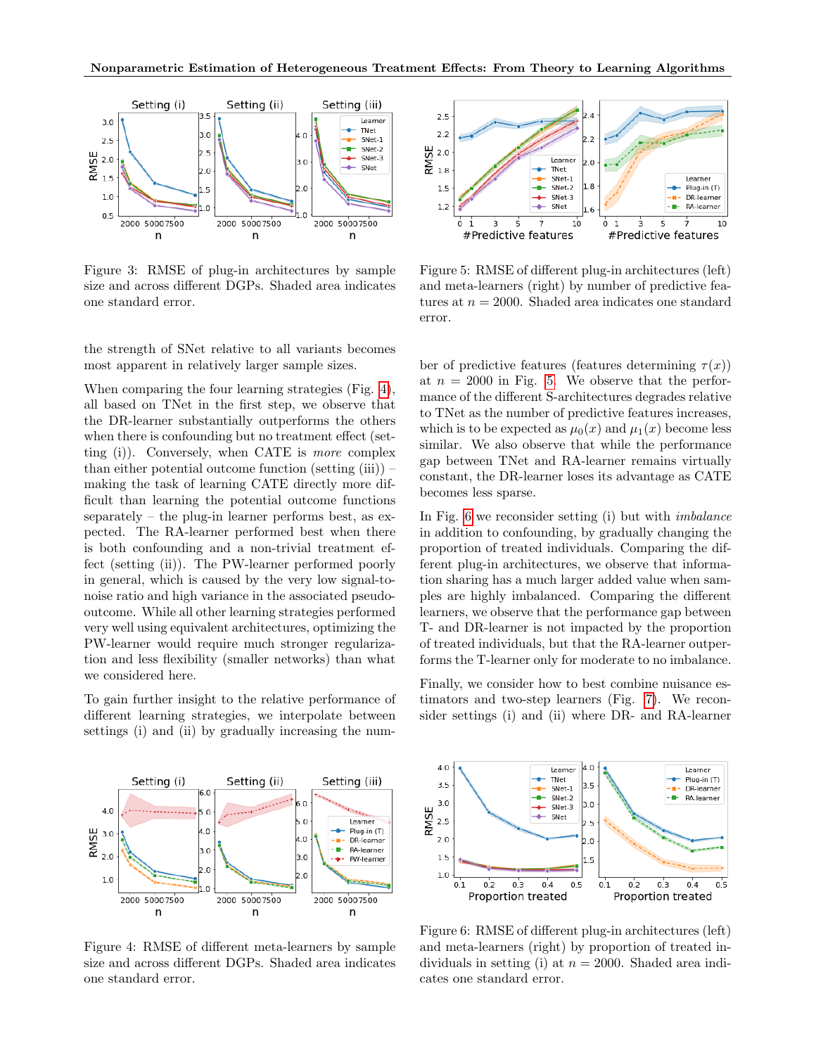Figure 3: RMSE of plug-in architectures by sample size and across different DGPs. Shaded area indicates one standard error.

the strength of SNet relative to all variants becomes most apparent in relatively larger sample sizes.

When comparing the four learning strategies (Fig. 4), all based on TNet in the first step, we observe that the DR-learner substantially outperforms the others when there is confounding but no treatment effect (setting (i)). Conversely, when CATE is *more* complex than either potential outcome function (setting (iii)) – making the task of learning CATE directly more difficult than learning the potential outcome functions separately – the plug-in learner performs best, as expected. The RA-learner performed best when there is both confounding and a non-trivial treatment effect (setting (ii)). The PW-learner performed poorly in general, which is caused by the very low signal-to-noise ratio and high variance in the associated pseudo-outcome. While all other learning strategies performed very well using equivalent architectures, optimizing the PW-learner would require much stronger regularization and less flexibility (smaller networks) than what we considered here.

To gain further insight to the relative performance of different learning strategies, we interpolate between settings (i) and (ii) by gradually increasing the number of predictive features (features determining $\tau(x)$) at $n = 2000$ in Fig. 5. We observe that the performance of the different S-architectures degrades relative to TNet as the number of predictive features increases, which is to be expected as $\mu_0(x)$ and $\mu_1(x)$ become less similar. We also observe that while the performance gap between TNet and RA-learner remains virtually constant, the DR-learner loses its advantage as CATE becomes less sparse.

In Fig. 6 we reconsider setting (i) but with *imbalance* in addition to confounding, by gradually changing the proportion of treated individuals. Comparing the different plug-in architectures, we observe that information sharing has a much larger added value when samples are highly imbalanced. Comparing the different learners, we observe that the performance gap between T- and DR-learner is not impacted by the proportion of treated individuals, but that the RA-learner outperforms the T-learner only for moderate to no imbalance.

Finally, we consider how to best combine nuisance estimators and two-step learners (Fig. 7). We reconsider settings (i) and (ii) where DR- and RA-learner

Figure 4: RMSE of different meta-learners by sample size and across different DGPs. Shaded area indicates one standard error.

Figure 5: RMSE of different plug-in architectures (left) and meta-learners (right) by number of predictive features at $n = 2000$. Shaded area indicates one standard error.

Figure 6: RMSE of different plug-in architectures (left) and meta-learners (right) by proportion of treated individuals in setting (i) at $n = 2000$. Shaded area indicates one standard error.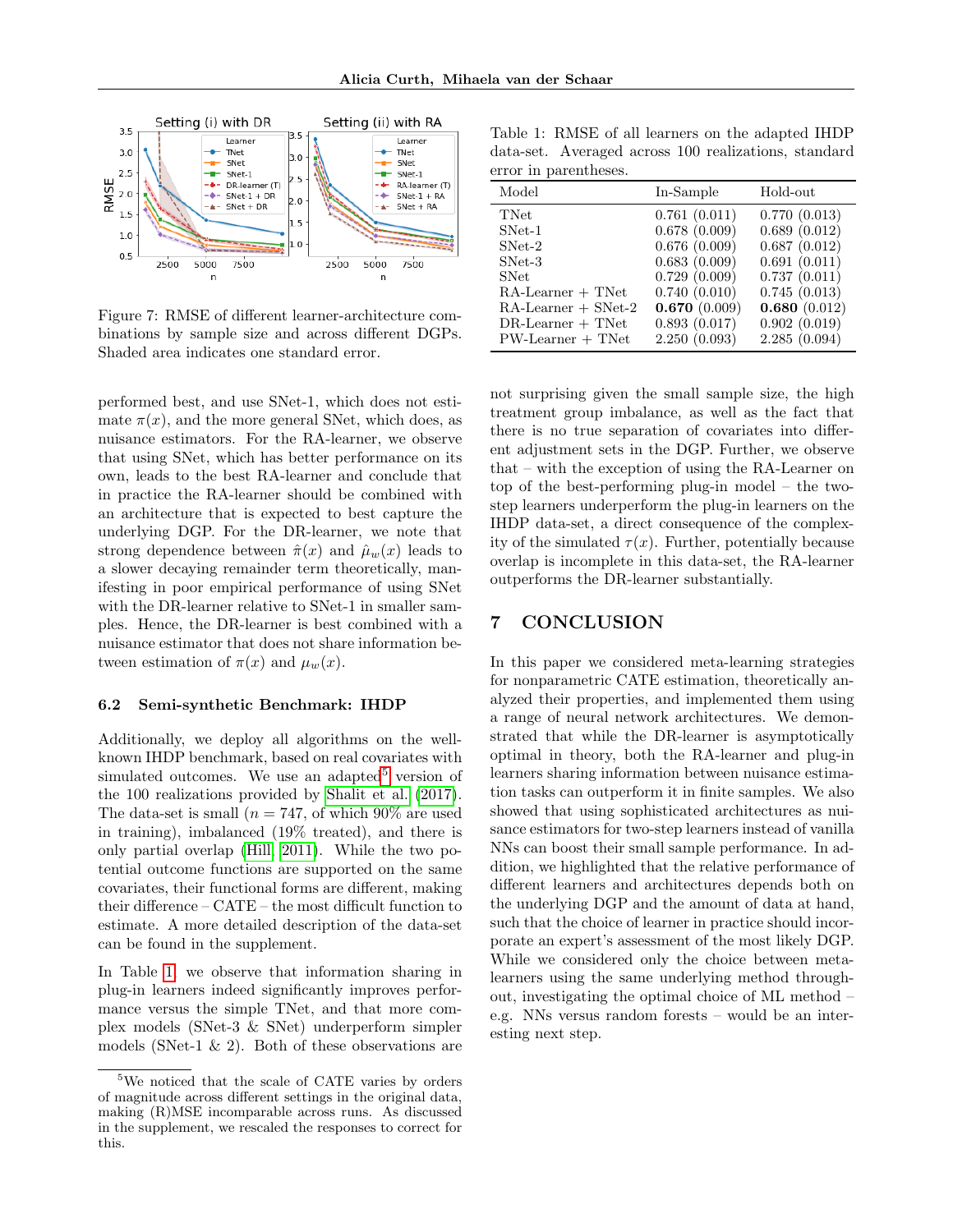Figure 7: RMSE of different learner-architecture combinations by sample size and across different DGPs. Shaded area indicates one standard error.

performed best, and use SNet-1, which does not estimate $\pi(x)$, and the more general SNet, which does, as nuisance estimators. For the RA-learner, we observe that using SNet, which has better performance on its own, leads to the best RA-learner and conclude that in practice the RA-learner should be combined with an architecture that is expected to best capture the underlying DGP. For the DR-learner, we note that strong dependence between $\hat{\pi}(x)$ and $\hat{\mu}_w(x)$ leads to a slower decaying remainder term theoretically, manifesting in poor empirical performance of using SNet with the DR-learner relative to SNet-1 in smaller samples. Hence, the DR-learner is best combined with a nuisance estimator that does not share information between estimation of $\pi(x)$ and $\mu_w(x)$.

### 6.2 Semi-synthetic Benchmark: IHDP

Additionally, we deploy all algorithms on the well-known IHDP benchmark, based on real covariates with simulated outcomes. We use an adapted[5] version of the 100 realizations provided by Shalit et al. (2017). The data-set is small ($n = 747$, of which 90% are used in training), imbalanced (19% treated), and there is only partial overlap (Hill, 2011). While the two potential outcome functions are supported on the same covariates, their functional forms are different, making their difference – CATE – the most difficult function to estimate. A more detailed description of the data-set can be found in the supplement.

In Table 1, we observe that information sharing in plug-in learners indeed significantly improves performance versus the simple TNet, and that more complex models (SNet-3 & SNet) underperform simpler models (SNet-1 & 2). Both of these observations are not surprising given the small sample size, the high treatment group imbalance, as well as the fact that there is no true separation of covariates into different adjustment sets in the DGP. Further, we observe that – with the exception of using the RA-Learner on top of the best-performing plug-in model – the two-step learners underperform the plug-in learners on the IHDP data-set, a direct consequence of the complexity of the simulated $\tau(x)$. Further, potentially because overlap is incomplete in this data-set, the RA-learner outperforms the DR-learner substantially.

Table 1: RMSE of all learners on the adapted IHDP data-set. Averaged across 100 realizations, standard error in parentheses.

| Model | In-Sample | Hold-out |
|---|---|---|
| TNet | 0.761 (0.011) | 0.770 (0.013) |
| SNet-1 | 0.678 (0.009) | 0.689 (0.012) |
| SNet-2 | 0.676 (0.009) | 0.687 (0.012) |
| SNet-3 | 0.683 (0.009) | 0.691 (0.011) |
| SNet | 0.729 (0.009) | 0.737 (0.011) |
| RA-Learner + TNet | 0.740 (0.010) | 0.745 (0.013) |
| RA-Learner + SNet-2 | **0.670** (0.009) | **0.680** (0.012) |
| DR-Learner + TNet | 0.893 (0.017) | 0.902 (0.019) |
| PW-Learner + TNet | 2.250 (0.093) | 2.285 (0.094) |

## 7 CONCLUSION

In this paper we considered meta-learning strategies for nonparametric CATE estimation, theoretically analyzed their properties, and implemented them using a range of neural network architectures. We demonstrated that while the DR-learner is asymptotically optimal in theory, both the RA-learner and plug-in learners sharing information between nuisance estimation tasks can outperform it in finite samples. We also showed that using sophisticated architectures as nuisance estimators for two-step learners instead of vanilla NNs can boost their small sample performance. In addition, we highlighted that the relative performance of different learners and architectures depends both on the underlying DGP and the amount of data at hand, such that the choice of learner in practice should incorporate an expert's assessment of the most likely DGP. While we considered only the choice between meta-learners using the same underlying method throughout, investigating the optimal choice of ML method – e.g. NNs versus random forests – would be an interesting next step.

[5] We noticed that the scale of CATE varies by orders of magnitude across different settings in the original data, making (R)MSE incomparable across runs. As discussed in the supplement, we rescaled the responses to correct for this.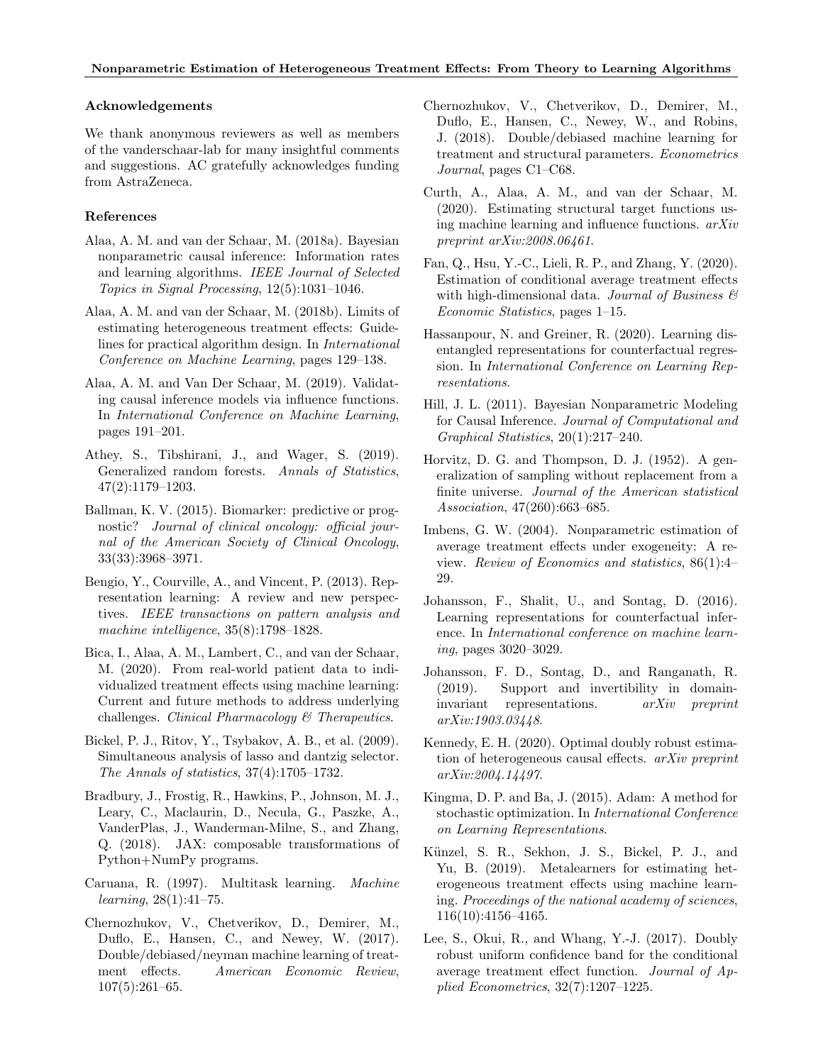### Acknowledgements

We thank anonymous reviewers as well as members of the vanderschaar-lab for many insightful comments and suggestions. AC gratefully acknowledges funding from AstraZeneca.

### References

Alaa, A. M. and van der Schaar, M. (2018a). Bayesian nonparametric causal inference: Information rates and learning algorithms. *IEEE Journal of Selected Topics in Signal Processing*, 12(5):1031–1046.

Alaa, A. M. and van der Schaar, M. (2018b). Limits of estimating heterogeneous treatment effects: Guidelines for practical algorithm design. In *International Conference on Machine Learning*, pages 129–138.

Alaa, A. M. and Van Der Schaar, M. (2019). Validating causal inference models via influence functions. In *International Conference on Machine Learning*, pages 191–201.

Athey, S., Tibshirani, J., and Wager, S. (2019). Generalized random forests. *Annals of Statistics*, 47(2):1179–1203.

Ballman, K. V. (2015). Biomarker: predictive or prognostic? *Journal of clinical oncology: official journal of the American Society of Clinical Oncology*, 33(33):3968–3971.

Bengio, Y., Courville, A., and Vincent, P. (2013). Representation learning: A review and new perspectives. *IEEE transactions on pattern analysis and machine intelligence*, 35(8):1798–1828.

Bica, I., Alaa, A. M., Lambert, C., and van der Schaar, M. (2020). From real-world patient data to individualized treatment effects using machine learning: Current and future methods to address underlying challenges. *Clinical Pharmacology & Therapeutics*.

Bickel, P. J., Ritov, Y., Tsybakov, A. B., et al. (2009). Simultaneous analysis of lasso and dantzig selector. *The Annals of statistics*, 37(4):1705–1732.

Bradbury, J., Frostig, R., Hawkins, P., Johnson, M. J., Leary, C., Maclaurin, D., Necula, G., Paszke, A., VanderPlas, J., Wanderman-Milne, S., and Zhang, Q. (2018). JAX: composable transformations of Python+NumPy programs.

Caruana, R. (1997). Multitask learning. *Machine learning*, 28(1):41–75.

Chernozhukov, V., Chetverikov, D., Demirer, M., Duflo, E., Hansen, C., and Newey, W. (2017). Double/debiased/neyman machine learning of treatment effects. *American Economic Review*, 107(5):261–65.

Chernozhukov, V., Chetverikov, D., Demirer, M., Duflo, E., Hansen, C., Newey, W., and Robins, J. (2018). Double/debiased machine learning for treatment and structural parameters. *Econometrics Journal*, pages C1–C68.

Curth, A., Alaa, A. M., and van der Schaar, M. (2020). Estimating structural target functions using machine learning and influence functions. *arXiv preprint arXiv:2008.06461*.

Fan, Q., Hsu, Y.-C., Lieli, R. P., and Zhang, Y. (2020). Estimation of conditional average treatment effects with high-dimensional data. *Journal of Business & Economic Statistics*, pages 1–15.

Hassanpour, N. and Greiner, R. (2020). Learning disentangled representations for counterfactual regression. In *International Conference on Learning Representations*.

Hill, J. L. (2011). Bayesian Nonparametric Modeling for Causal Inference. *Journal of Computational and Graphical Statistics*, 20(1):217–240.

Horvitz, D. G. and Thompson, D. J. (1952). A generalization of sampling without replacement from a finite universe. *Journal of the American statistical Association*, 47(260):663–685.

Imbens, G. W. (2004). Nonparametric estimation of average treatment effects under exogeneity: A review. *Review of Economics and statistics*, 86(1):4–29.

Johansson, F., Shalit, U., and Sontag, D. (2016). Learning representations for counterfactual inference. In *International conference on machine learning*, pages 3020–3029.

Johansson, F. D., Sontag, D., and Ranganath, R. (2019). Support and invertibility in domain-invariant representations. *arXiv preprint arXiv:1903.03448*.

Kennedy, E. H. (2020). Optimal doubly robust estimation of heterogeneous causal effects. *arXiv preprint arXiv:2004.14497*.

Kingma, D. P. and Ba, J. (2015). Adam: A method for stochastic optimization. In *International Conference on Learning Representations*.

Künzel, S. R., Sekhon, J. S., Bickel, P. J., and Yu, B. (2019). Metalearners for estimating heterogeneous treatment effects using machine learning. *Proceedings of the national academy of sciences*, 116(10):4156–4165.

Lee, S., Okui, R., and Whang, Y.-J. (2017). Doubly robust uniform confidence band for the conditional average treatment effect function. *Journal of Applied Econometrics*, 32(7):1207–1225.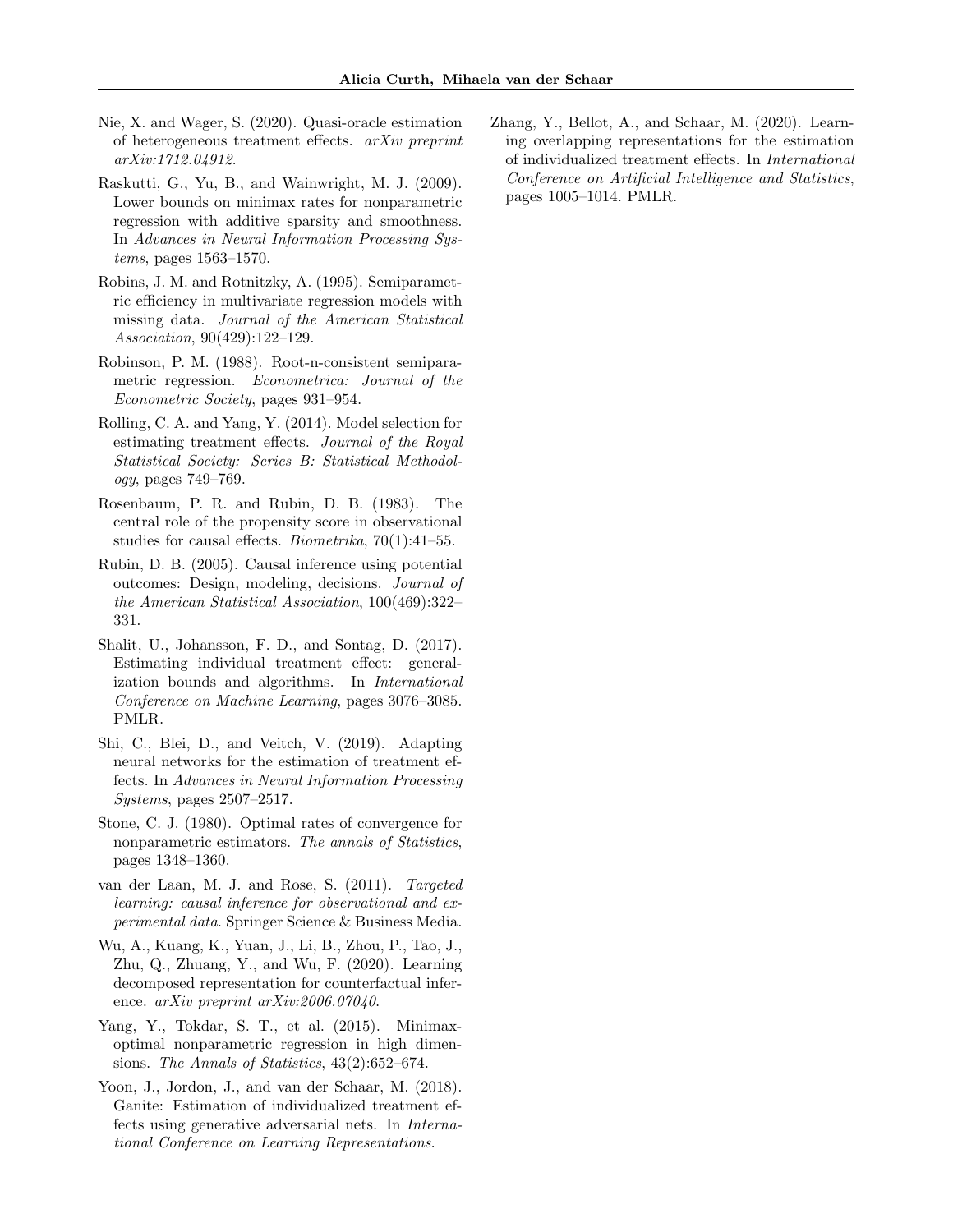Nie, X. and Wager, S. (2020). Quasi-oracle estimation of heterogeneous treatment effects. *arXiv preprint arXiv:1712.04912*.

Raskutti, G., Yu, B., and Wainwright, M. J. (2009). Lower bounds on minimax rates for nonparametric regression with additive sparsity and smoothness. In *Advances in Neural Information Processing Systems*, pages 1563–1570.

Robins, J. M. and Rotnitzky, A. (1995). Semiparametric efficiency in multivariate regression models with missing data. *Journal of the American Statistical Association*, 90(429):122–129.

Robinson, P. M. (1988). Root-n-consistent semiparametric regression. *Econometrica: Journal of the Econometric Society*, pages 931–954.

Rolling, C. A. and Yang, Y. (2014). Model selection for estimating treatment effects. *Journal of the Royal Statistical Society: Series B: Statistical Methodology*, pages 749–769.

Rosenbaum, P. R. and Rubin, D. B. (1983). The central role of the propensity score in observational studies for causal effects. *Biometrika*, 70(1):41–55.

Rubin, D. B. (2005). Causal inference using potential outcomes: Design, modeling, decisions. *Journal of the American Statistical Association*, 100(469):322–331.

Shalit, U., Johansson, F. D., and Sontag, D. (2017). Estimating individual treatment effect: generalization bounds and algorithms. In *International Conference on Machine Learning*, pages 3076–3085. PMLR.

Shi, C., Blei, D., and Veitch, V. (2019). Adapting neural networks for the estimation of treatment effects. In *Advances in Neural Information Processing Systems*, pages 2507–2517.

Stone, C. J. (1980). Optimal rates of convergence for nonparametric estimators. *The annals of Statistics*, pages 1348–1360.

van der Laan, M. J. and Rose, S. (2011). *Targeted learning: causal inference for observational and experimental data*. Springer Science & Business Media.

Wu, A., Kuang, K., Yuan, J., Li, B., Zhou, P., Tao, J., Zhu, Q., Zhuang, Y., and Wu, F. (2020). Learning decomposed representation for counterfactual inference. *arXiv preprint arXiv:2006.07040*.

Yang, Y., Tokdar, S. T., et al. (2015). Minimax-optimal nonparametric regression in high dimensions. *The Annals of Statistics*, 43(2):652–674.

Yoon, J., Jordon, J., and van der Schaar, M. (2018). Ganite: Estimation of individualized treatment effects using generative adversarial nets. In *International Conference on Learning Representations*.

Zhang, Y., Bellot, A., and Schaar, M. (2020). Learning overlapping representations for the estimation of individualized treatment effects. In *International Conference on Artificial Intelligence and Statistics*, pages 1005–1014. PMLR.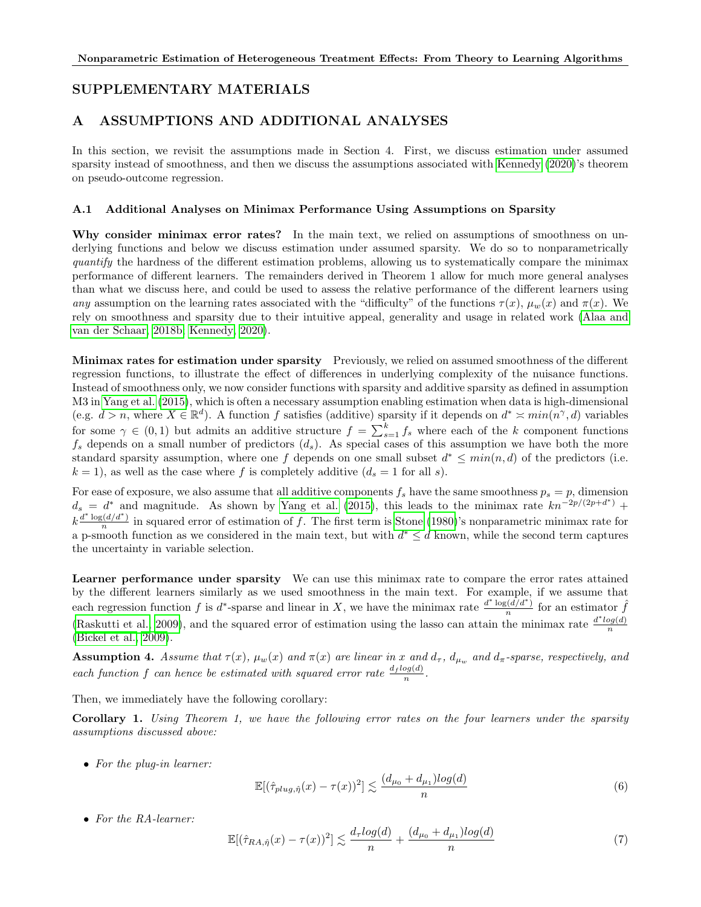# SUPPLEMENTARY MATERIALS

## A ASSUMPTIONS AND ADDITIONAL ANALYSES

In this section, we revisit the assumptions made in Section 4. First, we discuss estimation under assumed sparsity instead of smoothness, and then we discuss the assumptions associated with Kennedy (2020)'s theorem on pseudo-outcome regression.

### A.1 Additional Analyses on Minimax Performance Using Assumptions on Sparsity

**Why consider minimax error rates?** In the main text, we relied on assumptions of smoothness on underlying functions and below we discuss estimation under assumed sparsity. We do so to nonparametrically *quantify* the hardness of the different estimation problems, allowing us to systematically compare the minimax performance of different learners. The remainders derived in Theorem 1 allow for much more general analyses than what we discuss here, and could be used to assess the relative performance of the different learners using *any* assumption on the learning rates associated with the "difficulty" of the functions $\tau(x)$, $\mu_w(x)$ and $\pi(x)$. We rely on smoothness and sparsity due to their intuitive appeal, generality and usage in related work (Alaa and van der Schaar, 2018b; Kennedy, 2020).

**Minimax rates for estimation under sparsity** Previously, we relied on assumed smoothness of the different regression functions, to illustrate the effect of differences in underlying complexity of the nuisance functions. Instead of smoothness only, we now consider functions with sparsity and additive sparsity as defined in assumption M3 in Yang et al. (2015), which is often a necessary assumption enabling estimation when data is high-dimensional (e.g. $d > n$, where $X \in \mathbb{R}^d$). A function $f$ satisfies (additive) sparsity if it depends on $d^* \asymp min(n^\gamma, d)$ variables for some $\gamma \in (0, 1)$ but admits an additive structure $f = \sum_{s=1}^{k} f_s$ where each of the $k$ component functions $f_s$ depends on a small number of predictors ($d_s$). As special cases of this assumption we have both the more standard sparsity assumption, where one $f$ depends on one small subset $d^* \leq min(n, d)$ of the predictors (i.e. $k = 1$), as well as the case where $f$ is completely additive ($d_s = 1$ for all $s$).

For ease of exposure, we also assume that all additive components $f_s$ have the same smoothness $p_s = p$, dimension $d_s = d^*$ and magnitude. As shown by Yang et al. (2015), this leads to the minimax rate $kn^{-2p/(2p+d^*)} + k\frac{d^* \log(d/d^*)}{n}$ in squared error of estimation of $f$. The first term is Stone (1980)'s nonparametric minimax rate for a p-smooth function as we considered in the main text, but with $d^* \leq d$ known, while the second term captures the uncertainty in variable selection.

**Learner performance under sparsity** We can use this minimax rate to compare the error rates attained by the different learners similarly as we used smoothness in the main text. For example, if we assume that each regression function $f$ is $d^*$-sparse and linear in $X$, we have the minimax rate $\frac{d^* \log(d/d^*)}{n}$ for an estimator $\hat{f}$ (Raskutti et al., 2009), and the squared error of estimation using the lasso can attain the minimax rate $\frac{d^* log(d)}{n}$ (Bickel et al., 2009).

**Assumption 4.** *Assume that $\tau(x)$, $\mu_w(x)$ and $\pi(x)$ are linear in $x$ and $d_\tau$, $d_{\mu_w}$ and $d_\pi$-sparse, respectively, and each function $f$ can hence be estimated with squared error rate $\frac{d_f log(d)}{n}$.*

Then, we immediately have the following corollary:

**Corollary 1.** *Using Theorem 1, we have the following error rates on the four learners under the sparsity assumptions discussed above:*

- *For the plug-in learner:*

$$\mathbb{E}[(\hat{\tau}_{plug,\hat{\eta}}(x) - \tau(x))^2] \lesssim \frac{(d_{\mu_0} + d_{\mu_1})log(d)}{n} \tag{6}$$

- *For the RA-learner:*

$$\mathbb{E}[(\hat{\tau}_{RA,\hat{\eta}}(x) - \tau(x))^2] \lesssim \frac{d_\tau log(d)}{n} + \frac{(d_{\mu_0} + d_{\mu_1})log(d)}{n} \tag{7}$$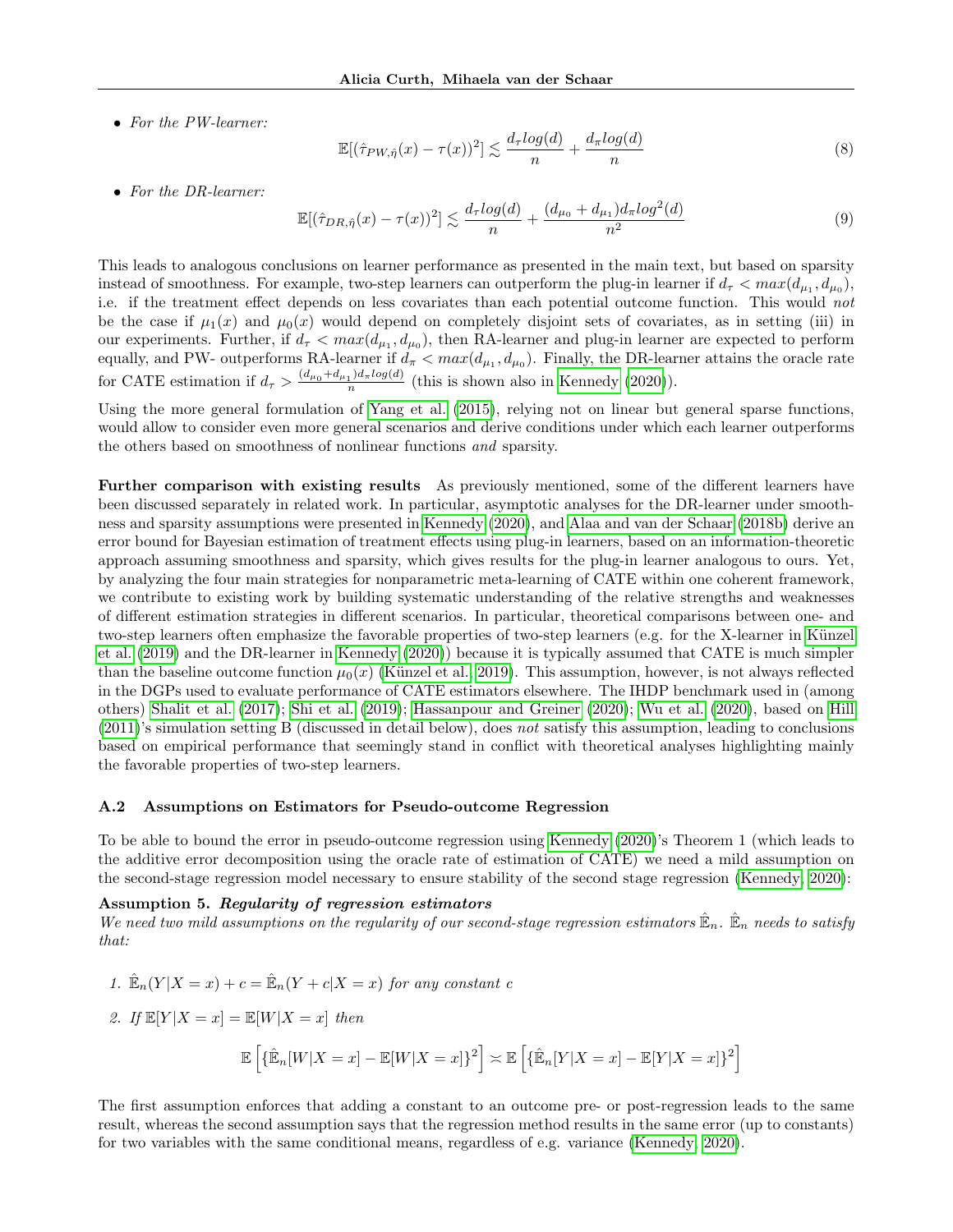- *For the PW-learner:*

$$\mathbb{E}[(\hat{\tau}_{PW,\hat{\eta}}(x) - \tau(x))^2] \lesssim \frac{d_\tau log(d)}{n} + \frac{d_\pi log(d)}{n} \tag{8}$$

- *For the DR-learner:*

$$\mathbb{E}[(\hat{\tau}_{DR,\hat{\eta}}(x) - \tau(x))^2] \lesssim \frac{d_\tau log(d)}{n} + \frac{(d_{\mu_0} + d_{\mu_1}) d_\pi log^2(d)}{n^2} \tag{9}$$

This leads to analogous conclusions on learner performance as presented in the main text, but based on sparsity instead of smoothness. For example, two-step learners can outperform the plug-in learner if $d_\tau < max(d_{\mu_1}, d_{\mu_0})$, i.e. if the treatment effect depends on less covariates than each potential outcome function. This would *not* be the case if $\mu_1(x)$ and $\mu_0(x)$ would depend on completely disjoint sets of covariates, as in setting (iii) in our experiments. Further, if $d_\tau < max(d_{\mu_1}, d_{\mu_0})$, then RA-learner and plug-in learner are expected to perform equally, and PW- outperforms RA-learner if $d_\pi < max(d_{\mu_1}, d_{\mu_0})$. Finally, the DR-learner attains the oracle rate for CATE estimation if $d_\tau > \frac{(d_{\mu_0}+d_{\mu_1})d_\pi log(d)}{n}$ (this is shown also in Kennedy (2020)).

Using the more general formulation of Yang et al. (2015), relying not on linear but general sparse functions, would allow to consider even more general scenarios and derive conditions under which each learner outperforms the others based on smoothness of nonlinear functions *and* sparsity.

**Further comparison with existing results** As previously mentioned, some of the different learners have been discussed separately in related work. In particular, asymptotic analyses for the DR-learner under smoothness and sparsity assumptions were presented in Kennedy (2020), and Alaa and van der Schaar (2018b) derive an error bound for Bayesian estimation of treatment effects using plug-in learners, based on an information-theoretic approach assuming smoothness and sparsity, which gives results for the plug-in learner analogous to ours. Yet, by analyzing the four main strategies for nonparametric meta-learning of CATE within one coherent framework, we contribute to existing work by building systematic understanding of the relative strengths and weaknesses of different estimation strategies in different scenarios. In particular, theoretical comparisons between one- and two-step learners often emphasize the favorable properties of two-step learners (e.g. for the X-learner in Künzel et al. (2019) and the DR-learner in Kennedy (2020)) because it is typically assumed that CATE is much simpler than the baseline outcome function $\mu_0(x)$ (Künzel et al., 2019). This assumption, however, is not always reflected in the DGPs used to evaluate performance of CATE estimators elsewhere. The IHDP benchmark used in (among others) Shalit et al. (2017); Shi et al. (2019); Hassanpour and Greiner (2020); Wu et al. (2020), based on Hill (2011)'s simulation setting B (discussed in detail below), does *not* satisfy this assumption, leading to conclusions based on empirical performance that seemingly stand in conflict with theoretical analyses highlighting mainly the favorable properties of two-step learners.

### A.2 Assumptions on Estimators for Pseudo-outcome Regression

To be able to bound the error in pseudo-outcome regression using Kennedy (2020)'s Theorem 1 (which leads to the additive error decomposition using the oracle rate of estimation of CATE) we need a mild assumption on the second-stage regression model necessary to ensure stability of the second stage regression (Kennedy, 2020):

**Assumption 5.** ***Regularity of regression estimators***
*We need two mild assumptions on the regularity of our second-stage regression estimators $\hat{\mathbb{E}}_n$. $\hat{\mathbb{E}}_n$ needs to satisfy that:*

1. *$\hat{\mathbb{E}}_n(Y|X=x) + c = \hat{\mathbb{E}}_n(Y + c|X=x)$ for any constant c*
2. *If $\mathbb{E}[Y|X=x] = \mathbb{E}[W|X=x]$ then*

$$\mathbb{E}\left[\{\hat{\mathbb{E}}_n[W|X=x] - \mathbb{E}[W|X=x]\}^2\right] \asymp \mathbb{E}\left[\{\hat{\mathbb{E}}_n[Y|X=x] - \mathbb{E}[Y|X=x]\}^2\right]$$

The first assumption enforces that adding a constant to an outcome pre- or post-regression leads to the same result, whereas the second assumption says that the regression method results in the same error (up to constants) for two variables with the same conditional means, regardless of e.g. variance (Kennedy, 2020).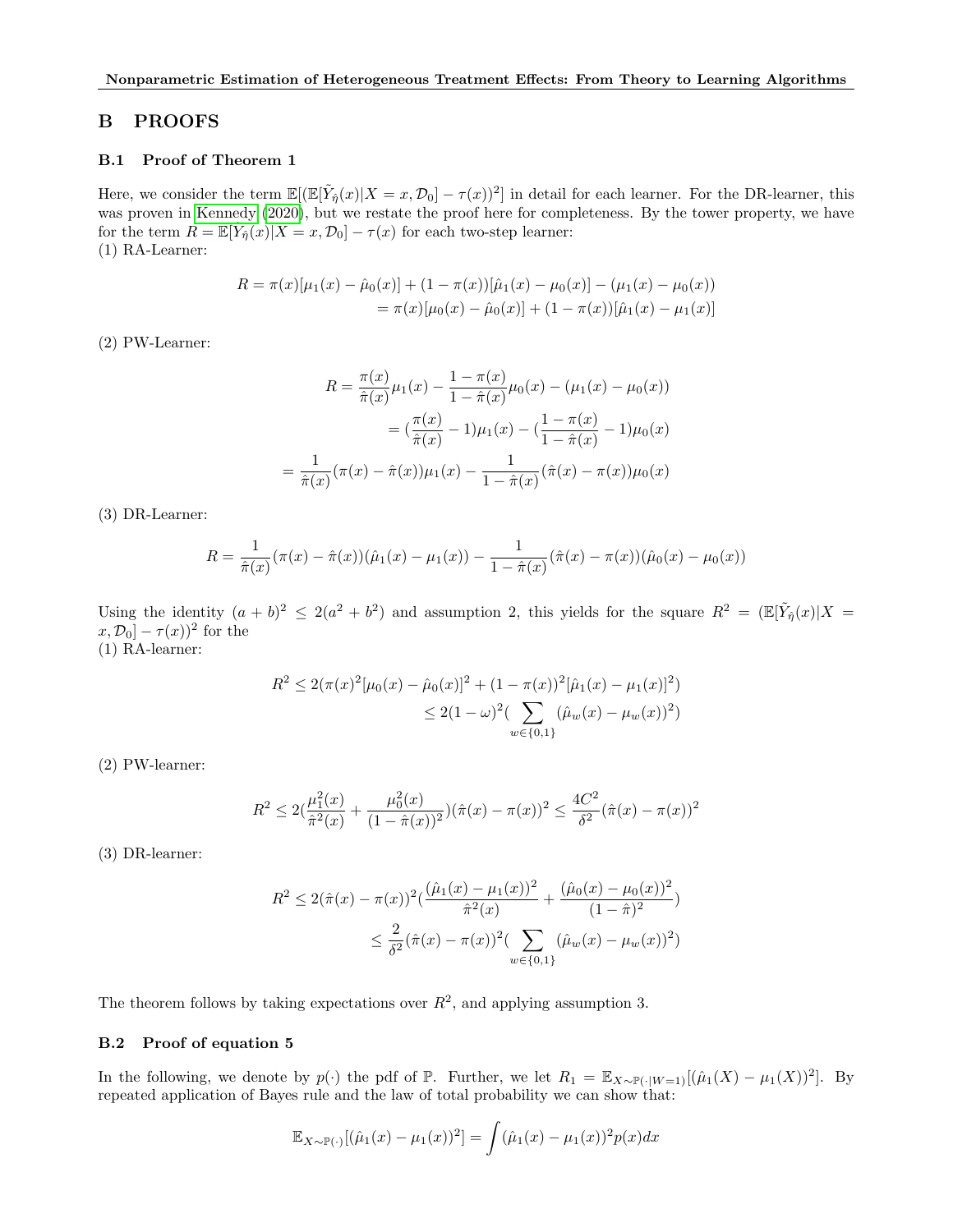## B PROOFS

### B.1 Proof of Theorem 1

Here, we consider the term $\mathbb{E}[(\mathbb{E}[\tilde{Y}_{\hat{\eta}}(x)|X=x,\mathcal{D}_0]-\tau(x))^2]$ in detail for each learner. For the DR-learner, this was proven in Kennedy (2020), but we restate the proof here for completeness. By the tower property, we have for the term $R=\mathbb{E}[\tilde{Y}_{\hat{\eta}}(x)|X=x,\mathcal{D}_0]-\tau(x)$ for each two-step learner:
(1) RA-Learner:

$$
\begin{aligned}
R &= \pi(x)[\mu_1(x)-\hat{\mu}_0(x)]+(1-\pi(x))[\hat{\mu}_1(x)-\mu_0(x)]-(\mu_1(x)-\mu_0(x)) \\
&= \pi(x)[\mu_0(x)-\hat{\mu}_0(x)]+(1-\pi(x))[\hat{\mu}_1(x)-\mu_1(x)]
\end{aligned}
$$

(2) PW-Learner:

$$
\begin{aligned}
R &= \frac{\pi(x)}{\hat{\pi}(x)}\mu_1(x)-\frac{1-\pi(x)}{1-\hat{\pi}(x)}\mu_0(x)-(\mu_1(x)-\mu_0(x)) \\
&= (\frac{\pi(x)}{\hat{\pi}(x)}-1)\mu_1(x)-(\frac{1-\pi(x)}{1-\hat{\pi}(x)}-1)\mu_0(x) \\
&= \frac{1}{\hat{\pi}(x)}(\pi(x)-\hat{\pi}(x))\mu_1(x)-\frac{1}{1-\hat{\pi}(x)}(\hat{\pi}(x)-\pi(x))\mu_0(x)
\end{aligned}
$$

(3) DR-Learner:

$$
R=\frac{1}{\hat{\pi}(x)}(\pi(x)-\hat{\pi}(x))(\hat{\mu}_1(x)-\mu_1(x))-\frac{1}{1-\hat{\pi}(x)}(\hat{\pi}(x)-\pi(x))(\hat{\mu}_0(x)-\mu_0(x))
$$

Using the identity $(a+b)^2\leq 2(a^2+b^2)$ and assumption 2, this yields for the square $R^2=(\mathbb{E}[\tilde{Y}_{\hat{\eta}}(x)|X=x,\mathcal{D}_0]-\tau(x))^2$ for the
(1) RA-learner:

$$
\begin{aligned}
R^2 &\leq 2(\pi(x)^2[\mu_0(x)-\hat{\mu}_0(x)]^2+(1-\pi(x))^2[\hat{\mu}_1(x)-\mu_1(x)]^2) \\
&\leq 2(1-\omega)^2(\sum_{w\in\{0,1\}}(\hat{\mu}_w(x)-\mu_w(x))^2)
\end{aligned}
$$

(2) PW-learner:

$$
R^2\leq 2(\frac{\mu_1^2(x)}{\hat{\pi}^2(x)}+\frac{\mu_0^2(x)}{(1-\hat{\pi}(x))^2})(\hat{\pi}(x)-\pi(x))^2\leq\frac{4C^2}{\delta^2}(\hat{\pi}(x)-\pi(x))^2
$$

(3) DR-learner:

$$
\begin{aligned}
R^2 &\leq 2(\hat{\pi}(x)-\pi(x))^2(\frac{(\hat{\mu}_1(x)-\mu_1(x))^2}{\hat{\pi}^2(x)}+\frac{(\hat{\mu}_0(x)-\mu_0(x))^2}{(1-\hat{\pi})^2}) \\
&\leq\frac{2}{\delta^2}(\hat{\pi}(x)-\pi(x))^2(\sum_{w\in\{0,1\}}(\hat{\mu}_w(x)-\mu_w(x))^2)
\end{aligned}
$$

The theorem follows by taking expectations over $R^2$, and applying assumption 3.

### B.2 Proof of equation 5

In the following, we denote by $p(\cdot)$ the pdf of $\mathbb{P}$. Further, we let $R_1=\mathbb{E}_{X\sim\mathbb{P}(\cdot|W=1)}[(\hat{\mu}_1(X)-\mu_1(X))^2]$. By repeated application of Bayes rule and the law of total probability we can show that:

$$
\mathbb{E}_{X\sim\mathbb{P}(\cdot)}[(\hat{\mu}_1(x)-\mu_1(x))^2]=\int(\hat{\mu}_1(x)-\mu_1(x))^2p(x)dx
$$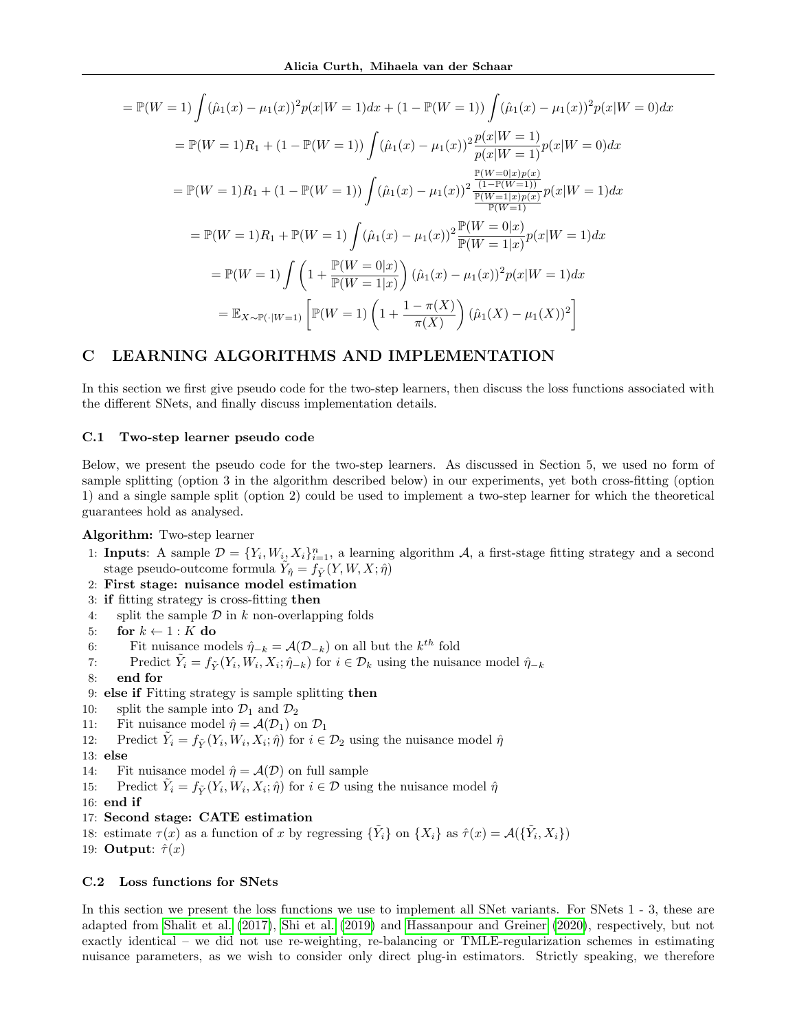$$
\begin{aligned}
&= \mathbb{P}(W=1)\int (\hat{\mu}_1(x)-\mu_1(x))^2 p(x|W=1)dx + (1-\mathbb{P}(W=1))\int (\hat{\mu}_1(x)-\mu_1(x))^2 p(x|W=0)dx \\
&= \mathbb{P}(W=1)R_1 + (1-\mathbb{P}(W=1))\int (\hat{\mu}_1(x)-\mu_1(x))^2 \frac{p(x|W=1)}{p(x|W=1)} p(x|W=0)dx \\
&= \mathbb{P}(W=1)R_1 + (1-\mathbb{P}(W=1))\int (\hat{\mu}_1(x)-\mu_1(x))^2 \frac{\frac{\mathbb{P}(W=0|x)p(x)}{(1-\mathbb{P}(W=1))}}{\frac{\mathbb{P}(W=1|x)p(x)}{\mathbb{P}(W=1)}} p(x|W=1)dx \\
&= \mathbb{P}(W=1)R_1 + \mathbb{P}(W=1)\int (\hat{\mu}_1(x)-\mu_1(x))^2 \frac{\mathbb{P}(W=0|x)}{\mathbb{P}(W=1|x)} p(x|W=1)dx \\
&= \mathbb{P}(W=1)\int \left(1+\frac{\mathbb{P}(W=0|x)}{\mathbb{P}(W=1|x)}\right)(\hat{\mu}_1(x)-\mu_1(x))^2 p(x|W=1)dx \\
&= \mathbb{E}_{X\sim\mathbb{P}(\cdot|W=1)}\left[\mathbb{P}(W=1)\left(1+\frac{1-\pi(X)}{\pi(X)}\right)(\hat{\mu}_1(X)-\mu_1(X))^2\right]
\end{aligned}
$$

# C LEARNING ALGORITHMS AND IMPLEMENTATION

In this section we first give pseudo code for the two-step learners, then discuss the loss functions associated with the different SNets, and finally discuss implementation details.

## C.1 Two-step learner pseudo code

Below, we present the pseudo code for the two-step learners. As discussed in Section 5, we used no form of sample splitting (option 3 in the algorithm described below) in our experiments, yet both cross-fitting (option 1) and a single sample split (option 2) could be used to implement a two-step learner for which the theoretical guarantees hold as analysed.

**Algorithm:** Two-step learner

1: **Inputs**: A sample $\mathcal{D} = \{Y_i, W_i, X_i\}_{i=1}^n$, a learning algorithm $\mathcal{A}$, a first-stage fitting strategy and a second stage pseudo-outcome formula $\tilde{Y}_{\hat{\eta}} = f_{\tilde{Y}}(Y, W, X; \hat{\eta})$
2: **First stage: nuisance model estimation**
3: **if** fitting strategy is cross-fitting **then**
4: split the sample $\mathcal{D}$ in $k$ non-overlapping folds
5: **for** $k \leftarrow 1 : K$ **do**
6: Fit nuisance models $\hat{\eta}_{-k} = \mathcal{A}(\mathcal{D}_{-k})$ on all but the $k^{th}$ fold
7: Predict $\tilde{Y}_i = f_{\tilde{Y}}(Y_i, W_i, X_i; \hat{\eta}_{-k})$ for $i \in \mathcal{D}_k$ using the nuisance model $\hat{\eta}_{-k}$
8: **end for**
9: **else if** Fitting strategy is sample splitting **then**
10: split the sample into $\mathcal{D}_1$ and $\mathcal{D}_2$
11: Fit nuisance model $\hat{\eta} = \mathcal{A}(\mathcal{D}_1)$ on $\mathcal{D}_1$
12: Predict $\tilde{Y}_i = f_{\tilde{Y}}(Y_i, W_i, X_i; \hat{\eta})$ for $i \in \mathcal{D}_2$ using the nuisance model $\hat{\eta}$
13: **else**
14: Fit nuisance model $\hat{\eta} = \mathcal{A}(\mathcal{D})$ on full sample
15: Predict $\tilde{Y}_i = f_{\tilde{Y}}(Y_i, W_i, X_i; \hat{\eta})$ for $i \in \mathcal{D}$ using the nuisance model $\hat{\eta}$
16: **end if**
17: **Second stage: CATE estimation**
18: estimate $\tau(x)$ as a function of $x$ by regressing $\{\tilde{Y}_i\}$ on $\{X_i\}$ as $\hat{\tau}(x) = \mathcal{A}(\{\tilde{Y}_i, X_i\})$
19: **Output**: $\hat{\tau}(x)$

## C.2 Loss functions for SNets

In this section we present the loss functions we use to implement all SNet variants. For SNets 1 - 3, these are adapted from Shalit et al. (2017), Shi et al. (2019) and Hassanpour and Greiner (2020), respectively, but not exactly identical – we did not use re-weighting, re-balancing or TMLE-regularization schemes in estimating nuisance parameters, as we wish to consider only direct plug-in estimators. Strictly speaking, we therefore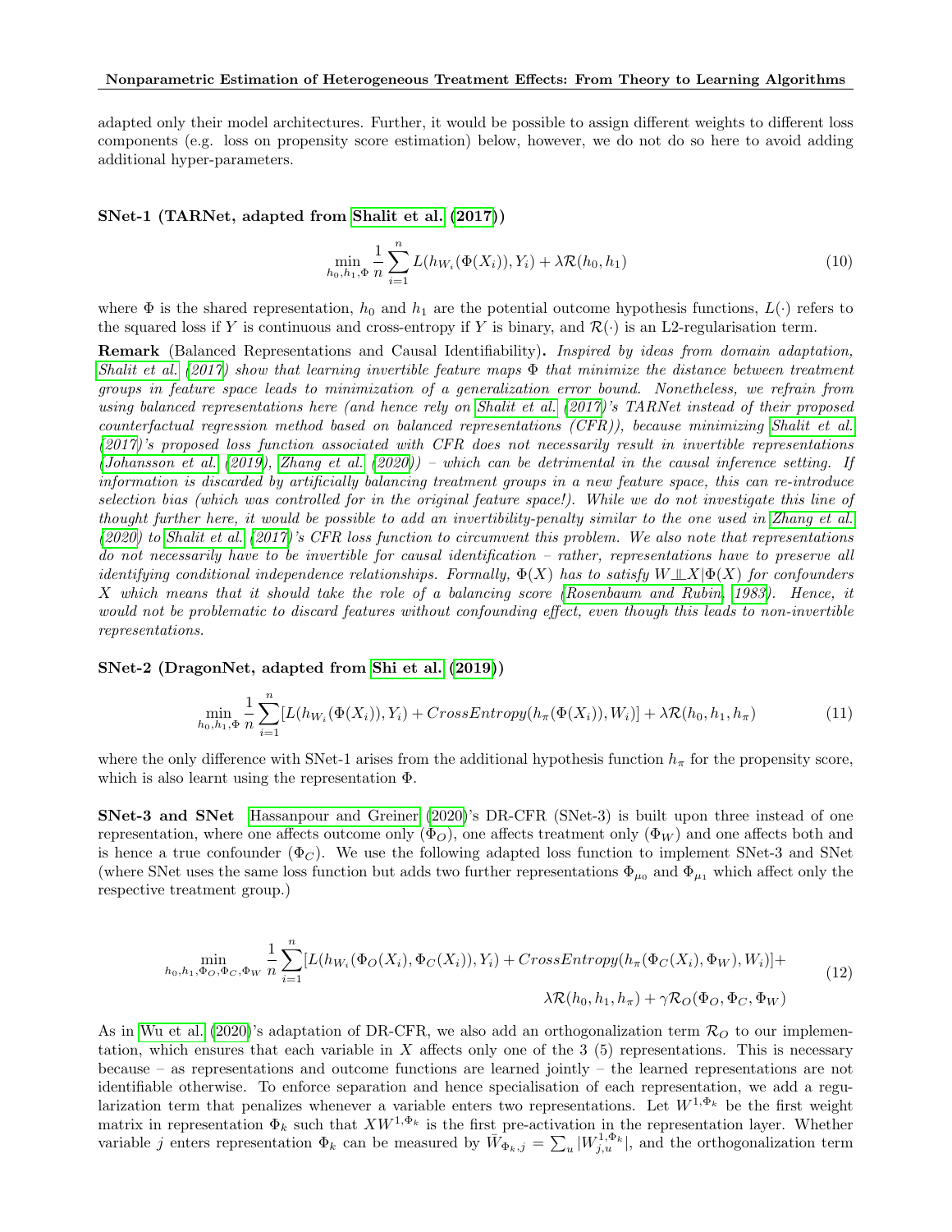adapted only their model architectures. Further, it would be possible to assign different weights to different loss components (e.g. loss on propensity score estimation) below, however, we do not do so here to avoid adding additional hyper-parameters.

**SNet-1 (TARNet, adapted from Shalit et al. (2017))**

$$\min_{h_0, h_1, \Phi} \frac{1}{n} \sum_{i=1}^{n} L(h_{W_i}(\Phi(X_i)), Y_i) + \lambda \mathcal{R}(h_0, h_1) \tag{10}$$

where $\Phi$ is the shared representation, $h_0$ and $h_1$ are the potential outcome hypothesis functions, $L(\cdot)$ refers to the squared loss if $Y$ is continuous and cross-entropy if $Y$ is binary, and $\mathcal{R}(\cdot)$ is an L2-regularisation term.

**Remark** (Balanced Representations and Causal Identifiability)**.** *Inspired by ideas from domain adaptation, Shalit et al. (2017) show that learning invertible feature maps $\Phi$ that minimize the distance between treatment groups in feature space leads to minimization of a generalization error bound. Nonetheless, we refrain from using balanced representations here (and hence rely on Shalit et al. (2017)'s TARNet instead of their proposed counterfactual regression method based on balanced representations (CFR)), because minimizing Shalit et al. (2017)'s proposed loss function associated with CFR does not necessarily result in invertible representations (Johansson et al. (2019), Zhang et al. (2020)) – which can be detrimental in the causal inference setting. If information is discarded by artificially balancing treatment groups in a new feature space, this can re-introduce selection bias (which was controlled for in the original feature space!). While we do not investigate this line of thought further here, it would be possible to add an invertibility-penalty similar to the one used in Zhang et al. (2020) to Shalit et al. (2017)'s CFR loss function to circumvent this problem. We also note that representations do not necessarily have to be invertible for causal identification – rather, representations have to preserve all identifying conditional independence relationships. Formally, $\Phi(X)$ has to satisfy $W \perp\!\!\!\perp X | \Phi(X)$ for confounders $X$ which means that it should take the role of a balancing score (Rosenbaum and Rubin, 1983). Hence, it would not be problematic to discard features without confounding effect, even though this leads to non-invertible representations.*

**SNet-2 (DragonNet, adapted from Shi et al. (2019))**

$$\min_{h_0, h_1, \Phi} \frac{1}{n} \sum_{i=1}^{n} [L(h_{W_i}(\Phi(X_i)), Y_i) + CrossEntropy(h_\pi(\Phi(X_i)), W_i)] + \lambda \mathcal{R}(h_0, h_1, h_\pi) \tag{11}$$

where the only difference with SNet-1 arises from the additional hypothesis function $h_\pi$ for the propensity score, which is also learnt using the representation $\Phi$.

**SNet-3 and SNet** Hassanpour and Greiner (2020)'s DR-CFR (SNet-3) is built upon three instead of one representation, where one affects outcome only ($\Phi_O$), one affects treatment only ($\Phi_W$) and one affects both and is hence a true confounder ($\Phi_C$). We use the following adapted loss function to implement SNet-3 and SNet (where SNet uses the same loss function but adds two further representations $\Phi_{\mu_0}$ and $\Phi_{\mu_1}$ which affect only the respective treatment group.)

$$\begin{aligned}\min_{h_0, h_1, \Phi_O, \Phi_C, \Phi_W} \frac{1}{n} \sum_{i=1}^{n} [L(h_{W_i}(\Phi_O(X_i), \Phi_C(X_i)), Y_i) + CrossEntropy(h_\pi(\Phi_C(X_i), \Phi_W), W_i)] + \\ \lambda \mathcal{R}(h_0, h_1, h_\pi) + \gamma \mathcal{R}_O(\Phi_O, \Phi_C, \Phi_W)\end{aligned} \tag{12}$$

As in Wu et al. (2020)'s adaptation of DR-CFR, we also add an orthogonalization term $\mathcal{R}_O$ to our implementation, which ensures that each variable in $X$ affects only one of the 3 (5) representations. This is necessary because – as representations and outcome functions are learned jointly – the learned representations are not identifiable otherwise. To enforce separation and hence specialisation of each representation, we add a regularization term that penalizes whenever a variable enters two representations. Let $W^{1,\Phi_k}$ be the first weight matrix in representation $\Phi_k$ such that $XW^{1,\Phi_k}$ is the first pre-activation in the representation layer. Whether variable $j$ enters representation $\Phi_k$ can be measured by $\bar{W}_{\Phi_k,j} = \sum_u |W^{1,\Phi_k}_{j,u}|$, and the orthogonalization term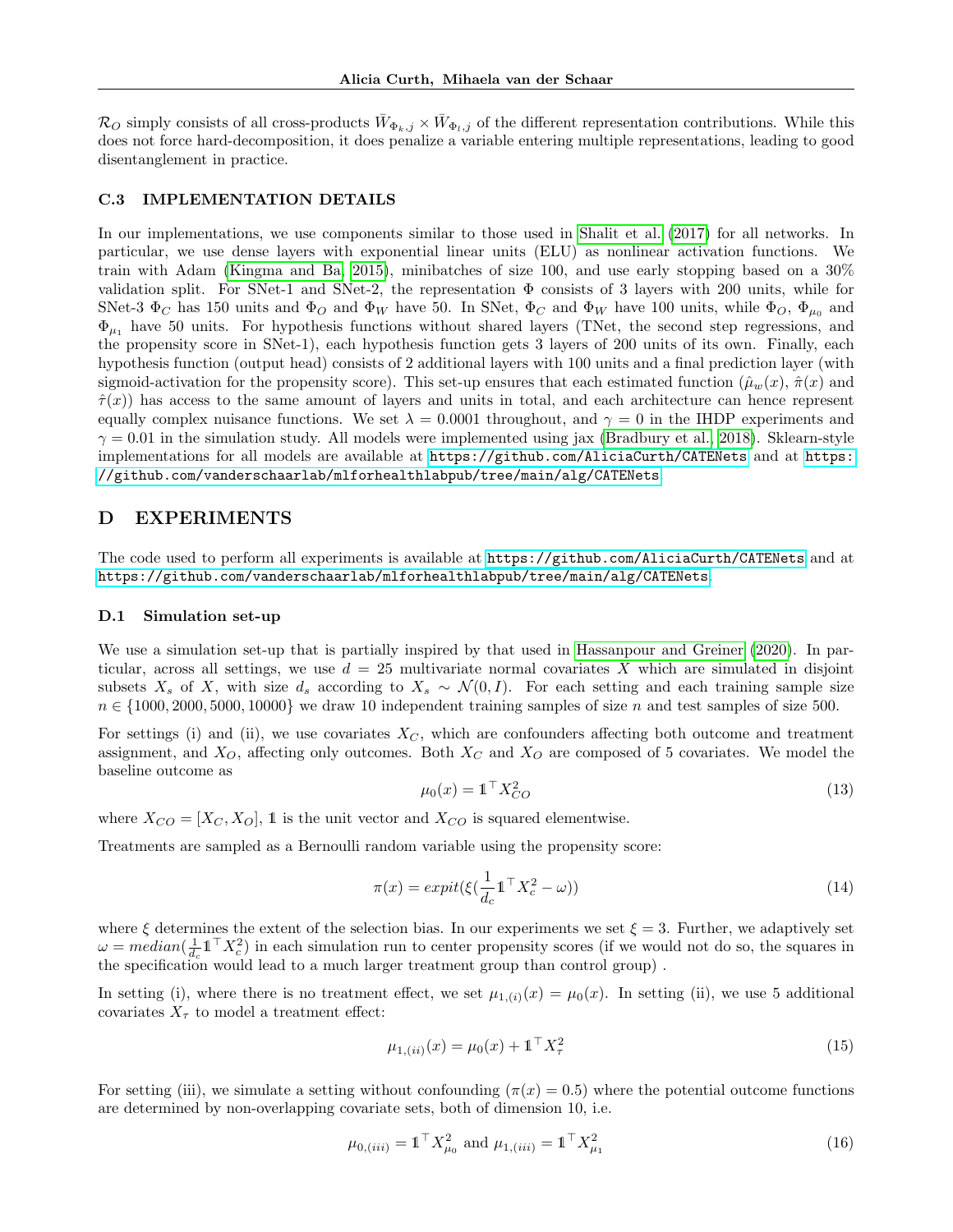$\mathcal{R}_O$ simply consists of all cross-products $\bar{W}_{\Phi_k,j} \times \bar{W}_{\Phi_l,j}$ of the different representation contributions. While this does not force hard-decomposition, it does penalize a variable entering multiple representations, leading to good disentanglement in practice.

### C.3 IMPLEMENTATION DETAILS

In our implementations, we use components similar to those used in Shalit et al. (2017) for all networks. In particular, we use dense layers with exponential linear units (ELU) as nonlinear activation functions. We train with Adam (Kingma and Ba, 2015), minibatches of size 100, and use early stopping based on a 30% validation split. For SNet-1 and SNet-2, the representation $\Phi$ consists of 3 layers with 200 units, while for SNet-3 $\Phi_C$ has 150 units and $\Phi_O$ and $\Phi_W$ have 50. In SNet, $\Phi_C$ and $\Phi_W$ have 100 units, while $\Phi_O$, $\Phi_{\mu_0}$ and $\Phi_{\mu_1}$ have 50 units. For hypothesis functions without shared layers (TNet, the second step regressions, and the propensity score in SNet-1), each hypothesis function gets 3 layers of 200 units of its own. Finally, each hypothesis function (output head) consists of 2 additional layers with 100 units and a final prediction layer (with sigmoid-activation for the propensity score). This set-up ensures that each estimated function ($\hat{\mu}_w(x)$, $\hat{\pi}(x)$ and $\hat{\tau}(x)$) has access to the same amount of layers and units in total, and each architecture can hence represent equally complex nuisance functions. We set $\lambda = 0.0001$ throughout, and $\gamma = 0$ in the IHDP experiments and $\gamma = 0.01$ in the simulation study. All models were implemented using jax (Bradbury et al., 2018). Sklearn-style implementations for all models are available at `https://github.com/AliciaCurth/CATENets` and at `https://github.com/vanderschaarlab/mlforhealthlabpub/tree/main/alg/CATENets`

## D EXPERIMENTS

The code used to perform all experiments is available at `https://github.com/AliciaCurth/CATENets` and at `https://github.com/vanderschaarlab/mlforhealthlabpub/tree/main/alg/CATENets`.

### D.1 Simulation set-up

We use a simulation set-up that is partially inspired by that used in Hassanpour and Greiner (2020). In particular, across all settings, we use $d = 25$ multivariate normal covariates $X$ which are simulated in disjoint subsets $X_s$ of $X$, with size $d_s$ according to $X_s \sim \mathcal{N}(0, I)$. For each setting and each training sample size $n \in \{1000, 2000, 5000, 10000\}$ we draw 10 independent training samples of size $n$ and test samples of size 500.

For settings (i) and (ii), we use covariates $X_C$, which are confounders affecting both outcome and treatment assignment, and $X_O$, affecting only outcomes. Both $X_C$ and $X_O$ are composed of 5 covariates. We model the baseline outcome as

$$\mu_0(x) = \mathbb{1}^\top X_{CO}^2 \tag{13}$$

where $X_{CO} = [X_C, X_O]$, $\mathbb{1}$ is the unit vector and $X_{CO}$ is squared elementwise.

Treatments are sampled as a Bernoulli random variable using the propensity score:

$$\pi(x) = expit(\xi(\frac{1}{d_c}\mathbb{1}^\top X_c^2 - \omega)) \tag{14}$$

where $\xi$ determines the extent of the selection bias. In our experiments we set $\xi = 3$. Further, we adaptively set $\omega = median(\frac{1}{d_c}\mathbb{1}^\top X_c^2)$ in each simulation run to center propensity scores (if we would not do so, the squares in the specification would lead to a much larger treatment group than control group) .

In setting (i), where there is no treatment effect, we set $\mu_{1,(i)}(x) = \mu_0(x)$. In setting (ii), we use 5 additional covariates $X_\tau$ to model a treatment effect:

$$\mu_{1,(ii)}(x) = \mu_0(x) + \mathbb{1}^\top X_\tau^2 \tag{15}$$

For setting (iii), we simulate a setting without confounding ($\pi(x) = 0.5$) where the potential outcome functions are determined by non-overlapping covariate sets, both of dimension 10, i.e.

$$\mu_{0,(iii)} = \mathbb{1}^\top X_{\mu_0}^2 \text{ and } \mu_{1,(iii)} = \mathbb{1}^\top X_{\mu_1}^2 \tag{16}$$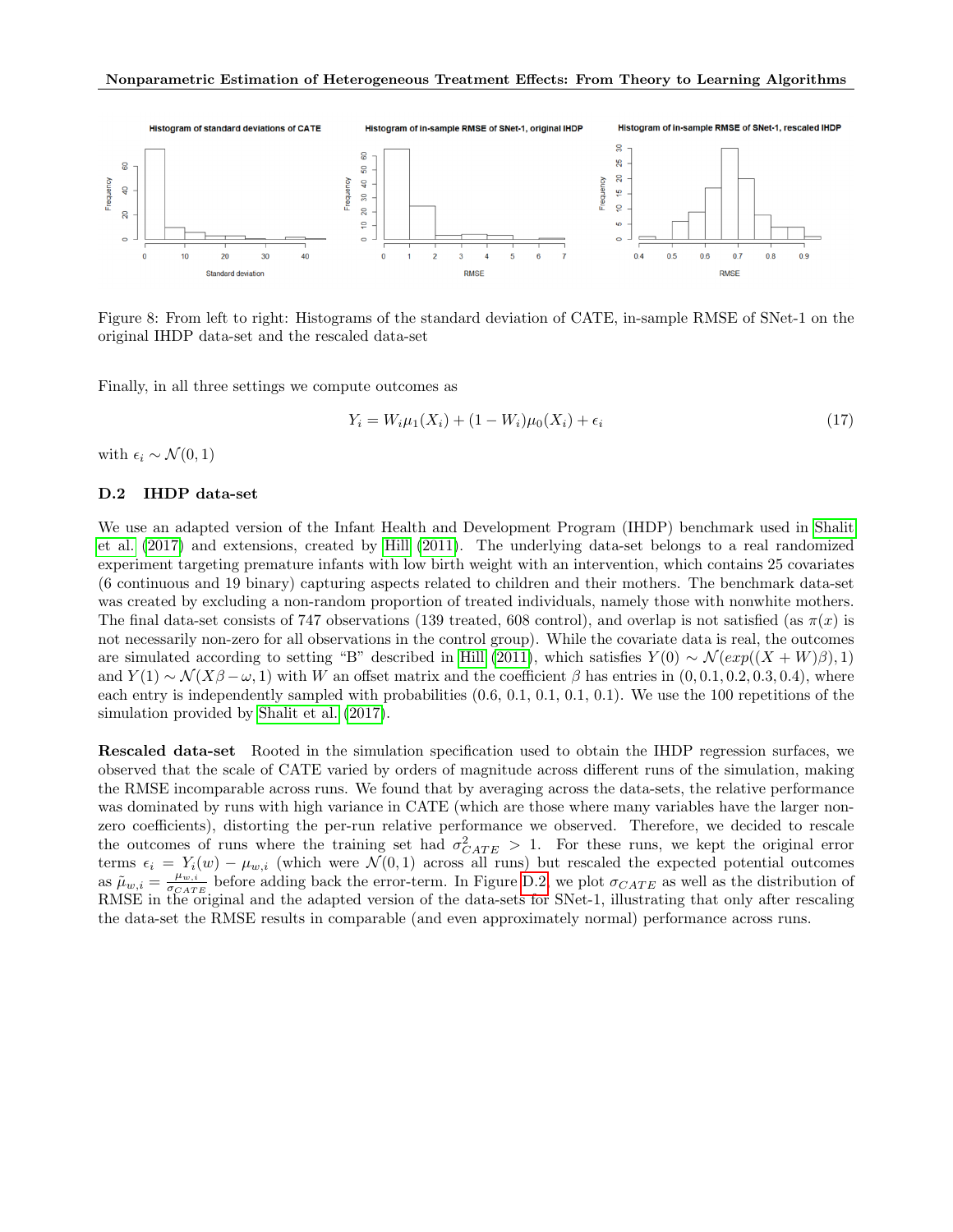Histogram of standard deviations of CATE

Frequency

0 20 40 60

0 10 20 30 40

Standard deviation

Histogram of in-sample RMSE of SNet-1, original IHDP

Frequency

0 10 20 30 40 50 60

0 1 2 3 4 5 6 7

RMSE

Histogram of in-sample RMSE of SNet-1, rescaled IHDP

Frequency

0 5 10 15 20 25 30

0.4 0.5 0.6 0.7 0.8 0.9

RMSE

Figure 8: From left to right: Histograms of the standard deviation of CATE, in-sample RMSE of SNet-1 on the original IHDP data-set and the rescaled data-set

Finally, in all three settings we compute outcomes as

$$Y_i = W_i \mu_1(X_i) + (1 - W_i)\mu_0(X_i) + \epsilon_i \tag{17}$$

with $\epsilon_i \sim \mathcal{N}(0, 1)$

### D.2 IHDP data-set

We use an adapted version of the Infant Health and Development Program (IHDP) benchmark used in Shalit et al. (2017) and extensions, created by Hill (2011). The underlying data-set belongs to a real randomized experiment targeting premature infants with low birth weight with an intervention, which contains 25 covariates (6 continuous and 19 binary) capturing aspects related to children and their mothers. The benchmark data-set was created by excluding a non-random proportion of treated individuals, namely those with nonwhite mothers. The final data-set consists of 747 observations (139 treated, 608 control), and overlap is not satisfied (as $\pi(x)$ is not necessarily non-zero for all observations in the control group). While the covariate data is real, the outcomes are simulated according to setting "B" described in Hill (2011), which satisfies $Y(0) \sim \mathcal{N}(exp((X + W)\beta), 1)$ and $Y(1) \sim \mathcal{N}(X\beta - \omega, 1)$ with $W$ an offset matrix and the coefficient $\beta$ has entries in $(0, 0.1, 0.2, 0.3, 0.4)$, where each entry is independently sampled with probabilities $(0.6, 0.1, 0.1, 0.1, 0.1)$. We use the 100 repetitions of the simulation provided by Shalit et al. (2017).

**Rescaled data-set** Rooted in the simulation specification used to obtain the IHDP regression surfaces, we observed that the scale of CATE varied by orders of magnitude across different runs of the simulation, making the RMSE incomparable across runs. We found that by averaging across the data-sets, the relative performance was dominated by runs with high variance in CATE (which are those where many variables have the larger non-zero coefficients), distorting the per-run relative performance we observed. Therefore, we decided to rescale the outcomes of runs where the training set had $\sigma^2_{CATE} > 1$. For these runs, we kept the original error terms $\epsilon_i = Y_i(w) - \mu_{w,i}$ (which were $\mathcal{N}(0, 1)$ across all runs) but rescaled the expected potential outcomes as $\tilde{\mu}_{w,i} = \frac{\mu_{w,i}}{\sigma_{CATE}}$ before adding back the error-term. In Figure D.2 we plot $\sigma_{CATE}$ as well as the distribution of RMSE in the original and the adapted version of the data-sets for SNet-1, illustrating that only after rescaling the data-set the RMSE results in comparable (and even approximately normal) performance across runs.